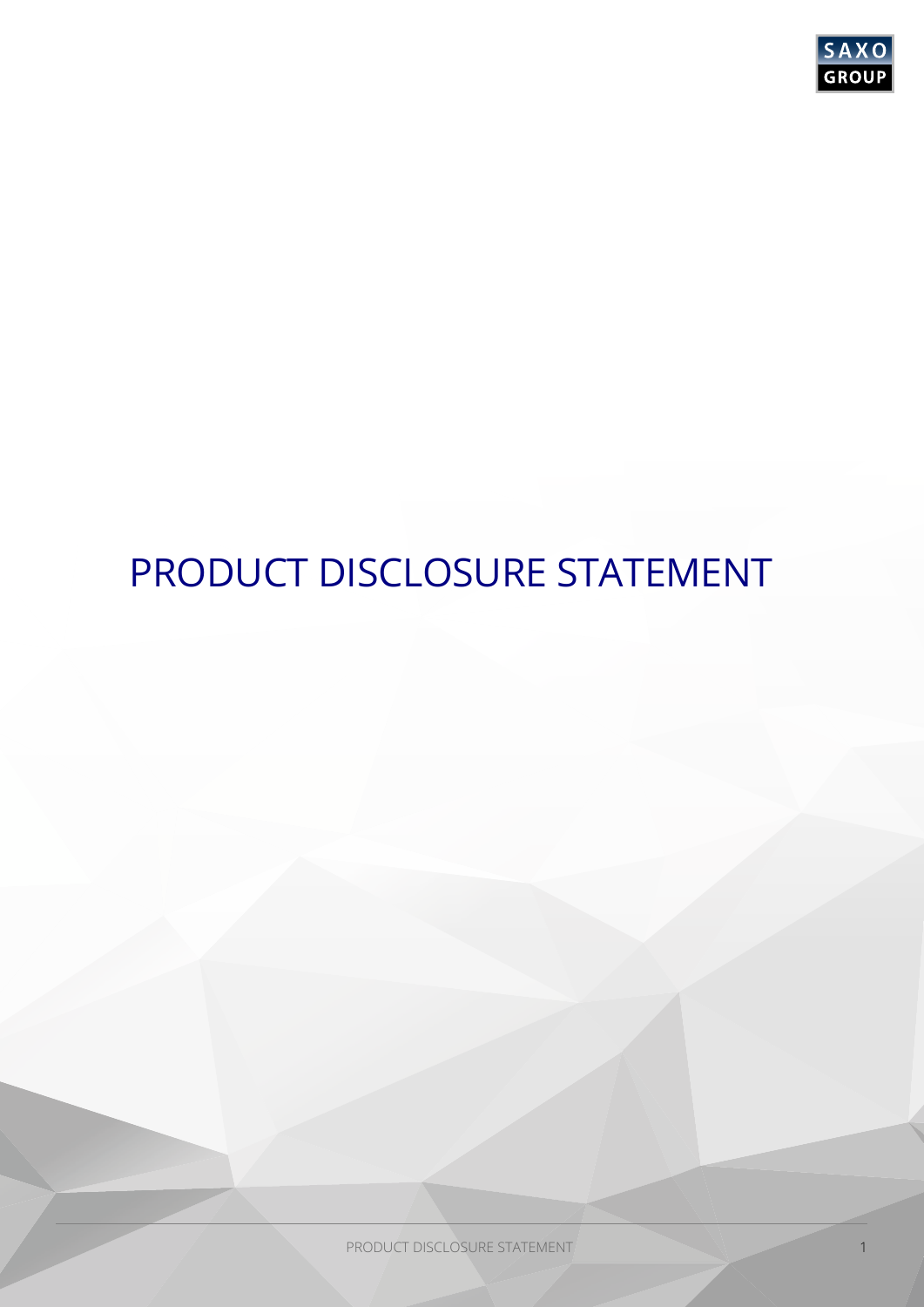SAXO GROUP

# PRODUCT DISCLOSURE STATEMENT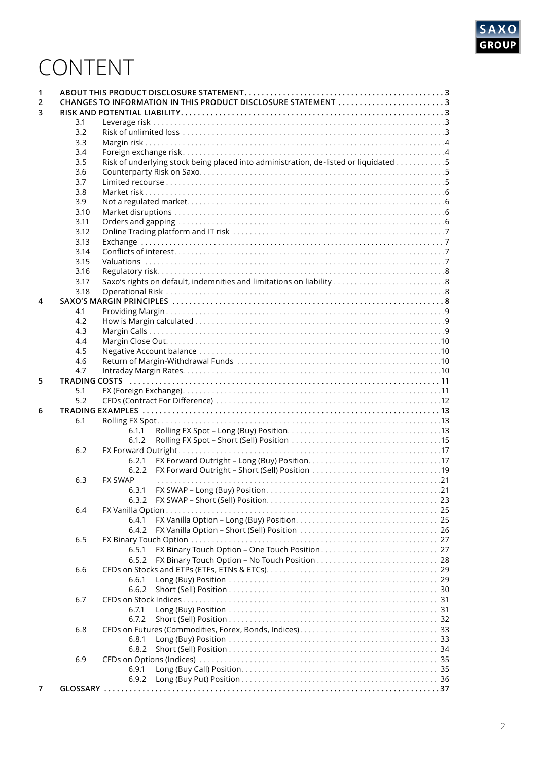# CONTENT

1 ABOUT THIS PRODUCT DISCLOSURE STATEMENT . . . . . 3
2 CHANGES TO INFORMATION IN THIS PRODUCT DISCLOSURE STATEMENT . . . . . 3
3 RISK AND POTENTIAL LIABILITY . . . . . 3
- 3.1 Leverage risk . . . . . 3
- 3.2 Risk of unlimited loss . . . . . 3
- 3.3 Margin risk . . . . . 4
- 3.4 Foreign exchange risk . . . . . 4
- 3.5 Risk of underlying stock being placed into administration, de-listed or liquidated . . . . . 5
- 3.6 Counterparty Risk on Saxo . . . . . 5
- 3.7 Limited recourse . . . . . 5
- 3.8 Market risk . . . . . 6
- 3.9 Not a regulated market . . . . . 6
- 3.10 Market disruptions . . . . . 6
- 3.11 Orders and gapping . . . . . 6
- 3.12 Online Trading platform and IT risk . . . . . 7
- 3.13 Exchange . . . . . 7
- 3.14 Conflicts of interest . . . . . 7
- 3.15 Valuations . . . . . 7
- 3.16 Regulatory risk . . . . . 8
- 3.17 Saxo's rights on default, indemnities and limitations on liability . . . . . 8
- 3.18 Operational Risk . . . . . 8

4 SAXO'S MARGIN PRINCIPLES . . . . . 8
- 4.1 Providing Margin . . . . . 9
- 4.2 How is Margin calculated . . . . . 9
- 4.3 Margin Calls . . . . . 9
- 4.4 Margin Close Out . . . . . 10
- 4.5 Negative Account balance . . . . . 10
- 4.6 Return of Margin-Withdrawal Funds . . . . . 10
- 4.7 Intraday Margin Rates . . . . . 10

5 TRADING COSTS . . . . . 11
- 5.1 FX (Foreign Exchange) . . . . . 11
- 5.2 CFDs (Contract For Difference) . . . . . 12

6 TRADING EXAMPLES . . . . . 13
- 6.1 Rolling FX Spot . . . . . 13
  - 6.1.1 Rolling FX Spot – Long (Buy) Position . . . . . 13
  - 6.1.2 Rolling FX Spot – Short (Sell) Position . . . . . 15
- 6.2 FX Forward Outright . . . . . 17
  - 6.2.1 FX Forward Outright – Long (Buy) Position . . . . . 17
  - 6.2.2 FX Forward Outright – Short (Sell) Position . . . . . 19
- 6.3 FX SWAP . . . . . 21
  - 6.3.1 FX SWAP – Long (Buy) Position . . . . . 21
  - 6.3.2 FX SWAP – Short (Sell) Position . . . . . 23
- 6.4 FX Vanilla Option . . . . . 25
  - 6.4.1 FX Vanilla Option – Long (Buy) Position . . . . . 25
  - 6.4.2 FX Vanilla Option – Short (Sell) Position . . . . . 26
- 6.5 FX Binary Touch Option . . . . . 27
  - 6.5.1 FX Binary Touch Option – One Touch Position . . . . . 27
  - 6.5.2 FX Binary Touch Option – No Touch Position . . . . . 28
- 6.6 CFDs on Stocks and ETPs (ETFs, ETNs & ETCs) . . . . . 29
  - 6.6.1 Long (Buy) Position . . . . . 29
  - 6.6.2 Short (Sell) Position . . . . . 30
- 6.7 CFDs on Stock Indices . . . . . 31
  - 6.7.1 Long (Buy) Position . . . . . 31
  - 6.7.2 Short (Sell) Position . . . . . 32
- 6.8 CFDs on Futures (Commodities, Forex, Bonds, Indices) . . . . . 33
  - 6.8.1 Long (Buy) Position . . . . . 33
  - 6.8.2 Short (Sell) Position . . . . . 34
- 6.9 CFDs on Options (Indices) . . . . . 35
  - 6.9.1 Long (Buy Call) Position . . . . . 35
  - 6.9.2 Long (Buy Put) Position . . . . . 36

7 GLOSSARY . . . . . 37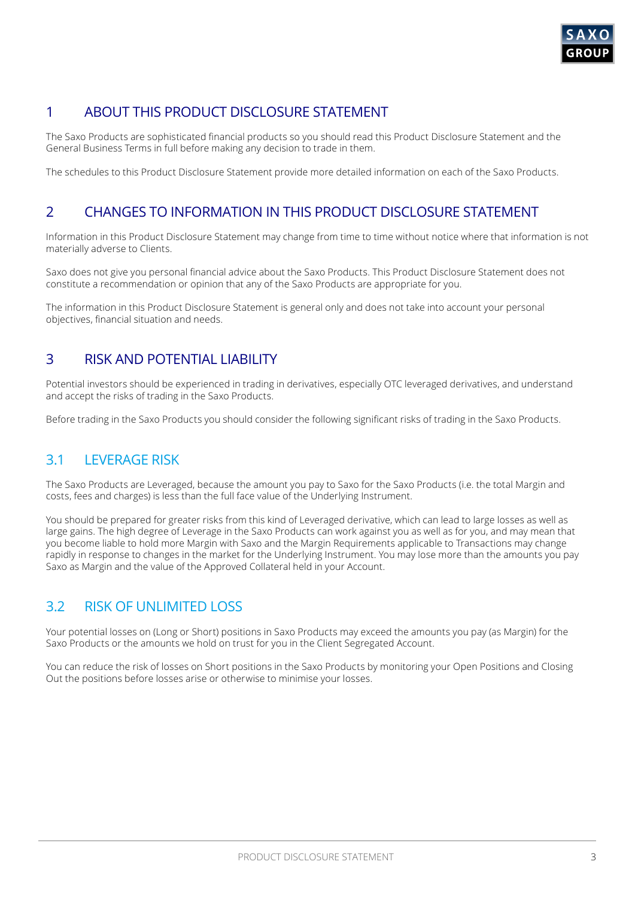# 1 ABOUT THIS PRODUCT DISCLOSURE STATEMENT

The Saxo Products are sophisticated financial products so you should read this Product Disclosure Statement and the General Business Terms in full before making any decision to trade in them.

The schedules to this Product Disclosure Statement provide more detailed information on each of the Saxo Products.

# 2 CHANGES TO INFORMATION IN THIS PRODUCT DISCLOSURE STATEMENT

Information in this Product Disclosure Statement may change from time to time without notice where that information is not materially adverse to Clients.

Saxo does not give you personal financial advice about the Saxo Products. This Product Disclosure Statement does not constitute a recommendation or opinion that any of the Saxo Products are appropriate for you.

The information in this Product Disclosure Statement is general only and does not take into account your personal objectives, financial situation and needs.

# 3 RISK AND POTENTIAL LIABILITY

Potential investors should be experienced in trading in derivatives, especially OTC leveraged derivatives, and understand and accept the risks of trading in the Saxo Products.

Before trading in the Saxo Products you should consider the following significant risks of trading in the Saxo Products.

## 3.1 LEVERAGE RISK

The Saxo Products are Leveraged, because the amount you pay to Saxo for the Saxo Products (i.e. the total Margin and costs, fees and charges) is less than the full face value of the Underlying Instrument.

You should be prepared for greater risks from this kind of Leveraged derivative, which can lead to large losses as well as large gains. The high degree of Leverage in the Saxo Products can work against you as well as for you, and may mean that you become liable to hold more Margin with Saxo and the Margin Requirements applicable to Transactions may change rapidly in response to changes in the market for the Underlying Instrument. You may lose more than the amounts you pay Saxo as Margin and the value of the Approved Collateral held in your Account.

## 3.2 RISK OF UNLIMITED LOSS

Your potential losses on (Long or Short) positions in Saxo Products may exceed the amounts you pay (as Margin) for the Saxo Products or the amounts we hold on trust for you in the Client Segregated Account.

You can reduce the risk of losses on Short positions in the Saxo Products by monitoring your Open Positions and Closing Out the positions before losses arise or otherwise to minimise your losses.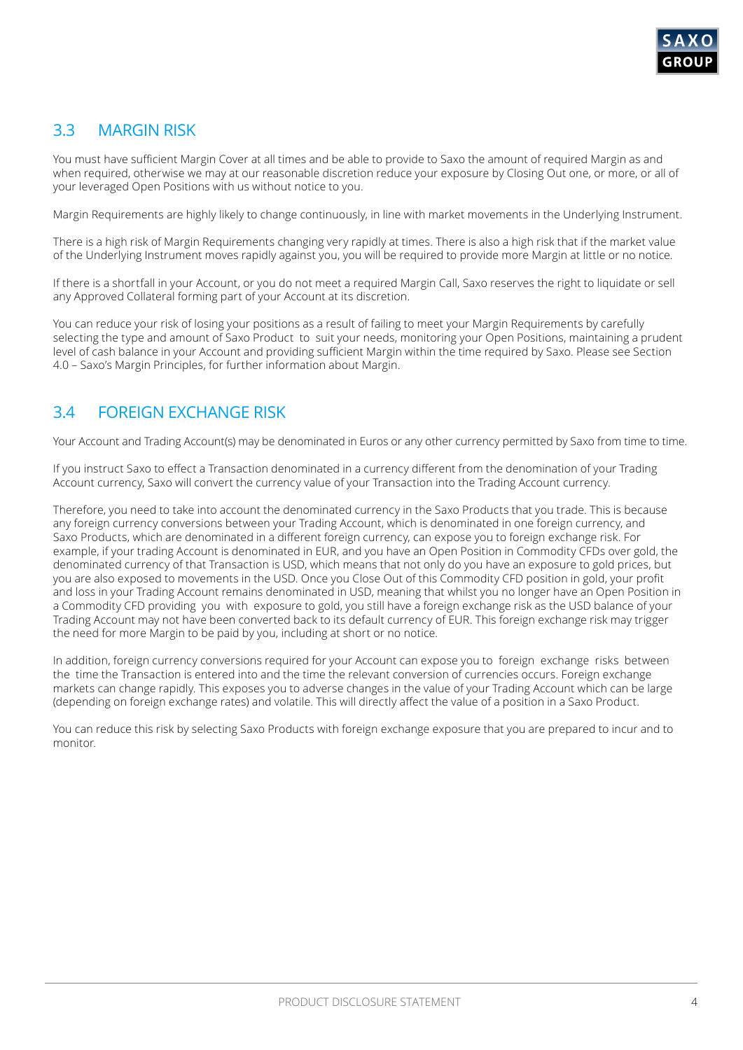## 3.3 MARGIN RISK

You must have sufficient Margin Cover at all times and be able to provide to Saxo the amount of required Margin as and when required, otherwise we may at our reasonable discretion reduce your exposure by Closing Out one, or more, or all of your leveraged Open Positions with us without notice to you.

Margin Requirements are highly likely to change continuously, in line with market movements in the Underlying Instrument.

There is a high risk of Margin Requirements changing very rapidly at times. There is also a high risk that if the market value of the Underlying Instrument moves rapidly against you, you will be required to provide more Margin at little or no notice.

If there is a shortfall in your Account, or you do not meet a required Margin Call, Saxo reserves the right to liquidate or sell any Approved Collateral forming part of your Account at its discretion.

You can reduce your risk of losing your positions as a result of failing to meet your Margin Requirements by carefully selecting the type and amount of Saxo Product to suit your needs, monitoring your Open Positions, maintaining a prudent level of cash balance in your Account and providing sufficient Margin within the time required by Saxo. Please see Section 4.0 – Saxo's Margin Principles, for further information about Margin.

## 3.4 FOREIGN EXCHANGE RISK

Your Account and Trading Account(s) may be denominated in Euros or any other currency permitted by Saxo from time to time.

If you instruct Saxo to effect a Transaction denominated in a currency different from the denomination of your Trading Account currency, Saxo will convert the currency value of your Transaction into the Trading Account currency.

Therefore, you need to take into account the denominated currency in the Saxo Products that you trade. This is because any foreign currency conversions between your Trading Account, which is denominated in one foreign currency, and Saxo Products, which are denominated in a different foreign currency, can expose you to foreign exchange risk. For example, if your trading Account is denominated in EUR, and you have an Open Position in Commodity CFDs over gold, the denominated currency of that Transaction is USD, which means that not only do you have an exposure to gold prices, but you are also exposed to movements in the USD. Once you Close Out of this Commodity CFD position in gold, your profit and loss in your Trading Account remains denominated in USD, meaning that whilst you no longer have an Open Position in a Commodity CFD providing you with exposure to gold, you still have a foreign exchange risk as the USD balance of your Trading Account may not have been converted back to its default currency of EUR. This foreign exchange risk may trigger the need for more Margin to be paid by you, including at short or no notice.

In addition, foreign currency conversions required for your Account can expose you to foreign exchange risks between the time the Transaction is entered into and the time the relevant conversion of currencies occurs. Foreign exchange markets can change rapidly. This exposes you to adverse changes in the value of your Trading Account which can be large (depending on foreign exchange rates) and volatile. This will directly affect the value of a position in a Saxo Product.

You can reduce this risk by selecting Saxo Products with foreign exchange exposure that you are prepared to incur and to monitor.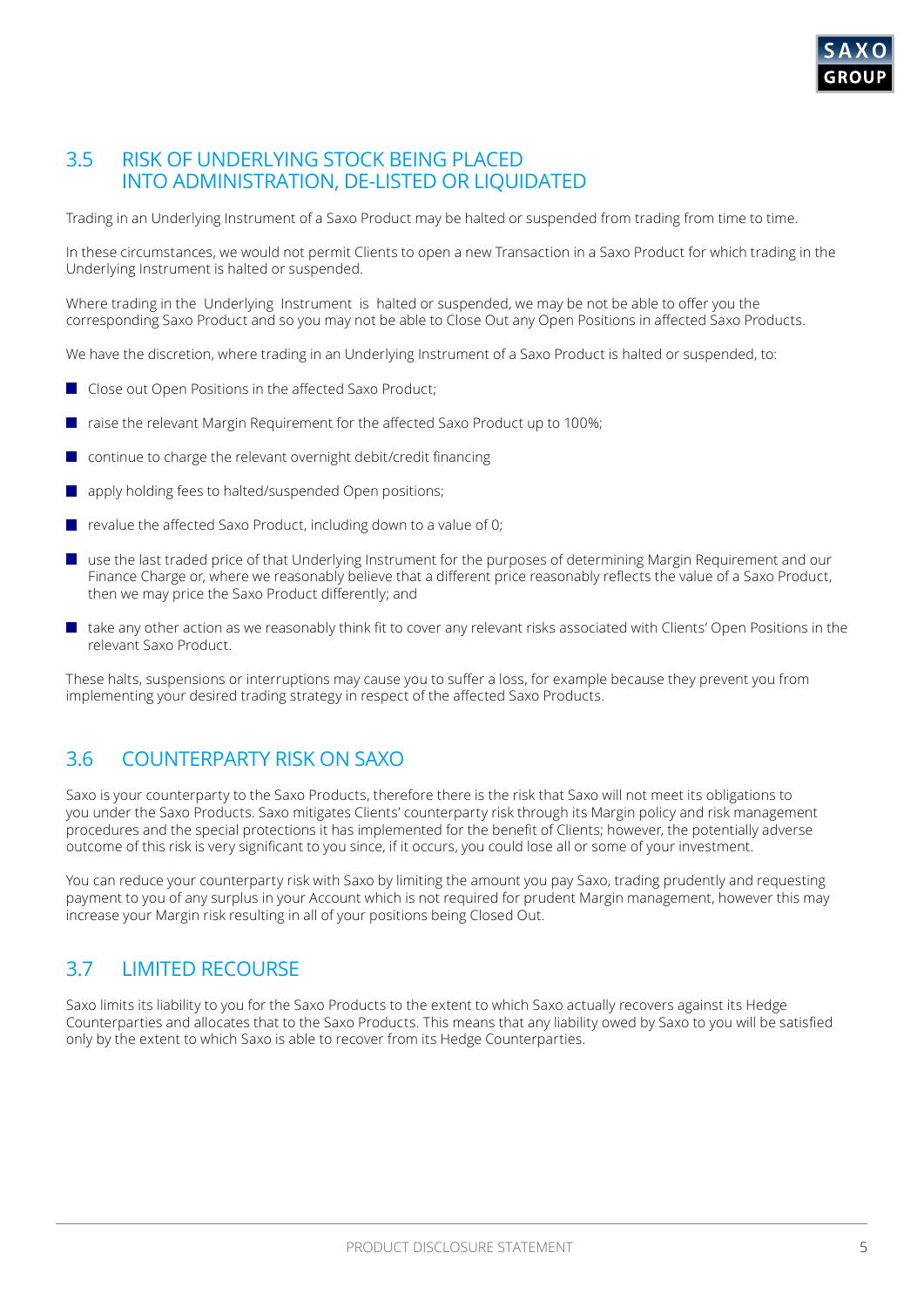## 3.5 RISK OF UNDERLYING STOCK BEING PLACED INTO ADMINISTRATION, DE-LISTED OR LIQUIDATED

Trading in an Underlying Instrument of a Saxo Product may be halted or suspended from trading from time to time.

In these circumstances, we would not permit Clients to open a new Transaction in a Saxo Product for which trading in the Underlying Instrument is halted or suspended.

Where trading in the Underlying Instrument is halted or suspended, we may be not be able to offer you the corresponding Saxo Product and so you may not be able to Close Out any Open Positions in affected Saxo Products.

We have the discretion, where trading in an Underlying Instrument of a Saxo Product is halted or suspended, to:

- Close out Open Positions in the affected Saxo Product;
- raise the relevant Margin Requirement for the affected Saxo Product up to 100%;
- continue to charge the relevant overnight debit/credit financing
- apply holding fees to halted/suspended Open positions;
- revalue the affected Saxo Product, including down to a value of 0;
- use the last traded price of that Underlying Instrument for the purposes of determining Margin Requirement and our Finance Charge or, where we reasonably believe that a different price reasonably reflects the value of a Saxo Product, then we may price the Saxo Product differently; and
- take any other action as we reasonably think fit to cover any relevant risks associated with Clients' Open Positions in the relevant Saxo Product.

These halts, suspensions or interruptions may cause you to suffer a loss, for example because they prevent you from implementing your desired trading strategy in respect of the affected Saxo Products.

## 3.6 COUNTERPARTY RISK ON SAXO

Saxo is your counterparty to the Saxo Products, therefore there is the risk that Saxo will not meet its obligations to you under the Saxo Products. Saxo mitigates Clients' counterparty risk through its Margin policy and risk management procedures and the special protections it has implemented for the benefit of Clients; however, the potentially adverse outcome of this risk is very significant to you since, if it occurs, you could lose all or some of your investment.

You can reduce your counterparty risk with Saxo by limiting the amount you pay Saxo, trading prudently and requesting payment to you of any surplus in your Account which is not required for prudent Margin management, however this may increase your Margin risk resulting in all of your positions being Closed Out.

## 3.7 LIMITED RECOURSE

Saxo limits its liability to you for the Saxo Products to the extent to which Saxo actually recovers against its Hedge Counterparties and allocates that to the Saxo Products. This means that any liability owed by Saxo to you will be satisfied only by the extent to which Saxo is able to recover from its Hedge Counterparties.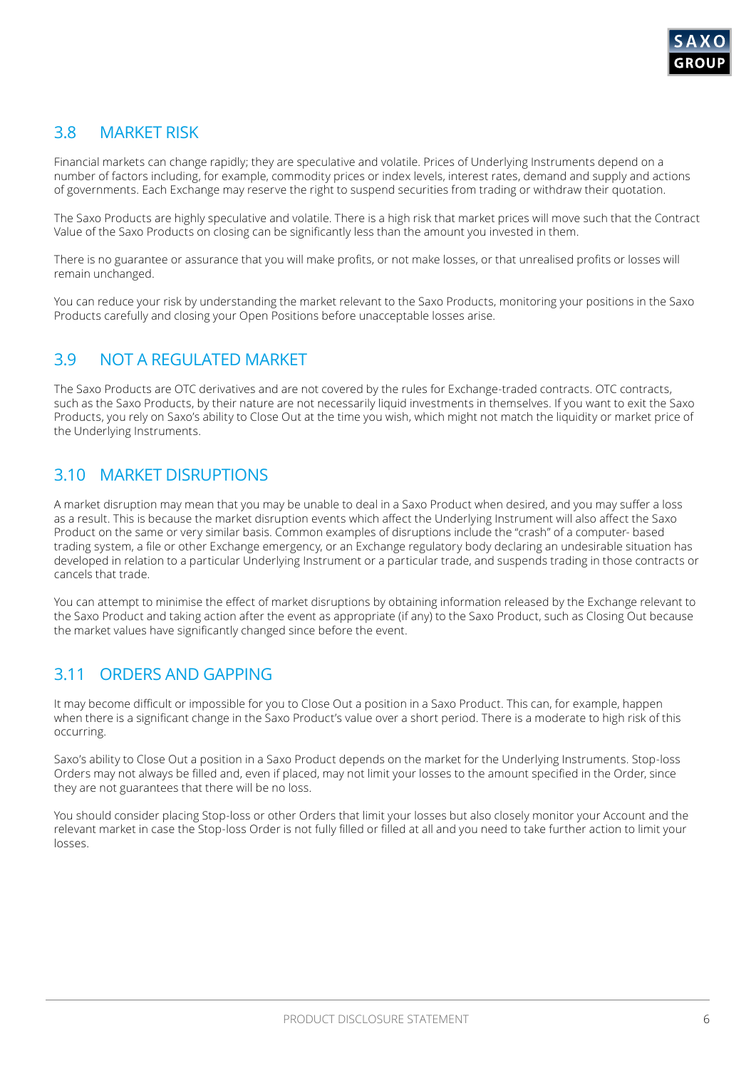## 3.8 MARKET RISK

Financial markets can change rapidly; they are speculative and volatile. Prices of Underlying Instruments depend on a number of factors including, for example, commodity prices or index levels, interest rates, demand and supply and actions of governments. Each Exchange may reserve the right to suspend securities from trading or withdraw their quotation.

The Saxo Products are highly speculative and volatile. There is a high risk that market prices will move such that the Contract Value of the Saxo Products on closing can be significantly less than the amount you invested in them.

There is no guarantee or assurance that you will make profits, or not make losses, or that unrealised profits or losses will remain unchanged.

You can reduce your risk by understanding the market relevant to the Saxo Products, monitoring your positions in the Saxo Products carefully and closing your Open Positions before unacceptable losses arise.

## 3.9 NOT A REGULATED MARKET

The Saxo Products are OTC derivatives and are not covered by the rules for Exchange-traded contracts. OTC contracts, such as the Saxo Products, by their nature are not necessarily liquid investments in themselves. If you want to exit the Saxo Products, you rely on Saxo's ability to Close Out at the time you wish, which might not match the liquidity or market price of the Underlying Instruments.

## 3.10 MARKET DISRUPTIONS

A market disruption may mean that you may be unable to deal in a Saxo Product when desired, and you may suffer a loss as a result. This is because the market disruption events which affect the Underlying Instrument will also affect the Saxo Product on the same or very similar basis. Common examples of disruptions include the "crash" of a computer- based trading system, a file or other Exchange emergency, or an Exchange regulatory body declaring an undesirable situation has developed in relation to a particular Underlying Instrument or a particular trade, and suspends trading in those contracts or cancels that trade.

You can attempt to minimise the effect of market disruptions by obtaining information released by the Exchange relevant to the Saxo Product and taking action after the event as appropriate (if any) to the Saxo Product, such as Closing Out because the market values have significantly changed since before the event.

## 3.11 ORDERS AND GAPPING

It may become difficult or impossible for you to Close Out a position in a Saxo Product. This can, for example, happen when there is a significant change in the Saxo Product's value over a short period. There is a moderate to high risk of this occurring.

Saxo's ability to Close Out a position in a Saxo Product depends on the market for the Underlying Instruments. Stop-loss Orders may not always be filled and, even if placed, may not limit your losses to the amount specified in the Order, since they are not guarantees that there will be no loss.

You should consider placing Stop-loss or other Orders that limit your losses but also closely monitor your Account and the relevant market in case the Stop-loss Order is not fully filled or filled at all and you need to take further action to limit your losses.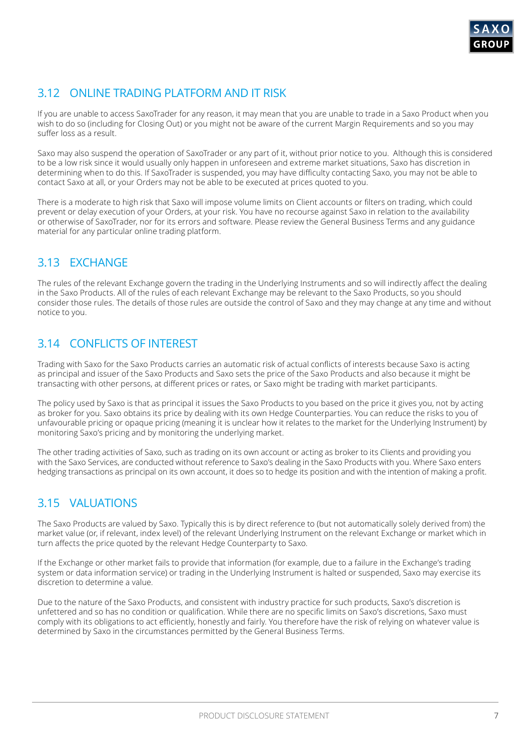## 3.12 ONLINE TRADING PLATFORM AND IT RISK

If you are unable to access SaxoTrader for any reason, it may mean that you are unable to trade in a Saxo Product when you wish to do so (including for Closing Out) or you might not be aware of the current Margin Requirements and so you may suffer loss as a result.

Saxo may also suspend the operation of SaxoTrader or any part of it, without prior notice to you. Although this is considered to be a low risk since it would usually only happen in unforeseen and extreme market situations, Saxo has discretion in determining when to do this. If SaxoTrader is suspended, you may have difficulty contacting Saxo, you may not be able to contact Saxo at all, or your Orders may not be able to be executed at prices quoted to you.

There is a moderate to high risk that Saxo will impose volume limits on Client accounts or filters on trading, which could prevent or delay execution of your Orders, at your risk. You have no recourse against Saxo in relation to the availability or otherwise of SaxoTrader, nor for its errors and software. Please review the General Business Terms and any guidance material for any particular online trading platform.

## 3.13 EXCHANGE

The rules of the relevant Exchange govern the trading in the Underlying Instruments and so will indirectly affect the dealing in the Saxo Products. All of the rules of each relevant Exchange may be relevant to the Saxo Products, so you should consider those rules. The details of those rules are outside the control of Saxo and they may change at any time and without notice to you.

## 3.14 CONFLICTS OF INTEREST

Trading with Saxo for the Saxo Products carries an automatic risk of actual conflicts of interests because Saxo is acting as principal and issuer of the Saxo Products and Saxo sets the price of the Saxo Products and also because it might be transacting with other persons, at different prices or rates, or Saxo might be trading with market participants.

The policy used by Saxo is that as principal it issues the Saxo Products to you based on the price it gives you, not by acting as broker for you. Saxo obtains its price by dealing with its own Hedge Counterparties. You can reduce the risks to you of unfavourable pricing or opaque pricing (meaning it is unclear how it relates to the market for the Underlying Instrument) by monitoring Saxo's pricing and by monitoring the underlying market.

The other trading activities of Saxo, such as trading on its own account or acting as broker to its Clients and providing you with the Saxo Services, are conducted without reference to Saxo's dealing in the Saxo Products with you. Where Saxo enters hedging transactions as principal on its own account, it does so to hedge its position and with the intention of making a profit.

## 3.15 VALUATIONS

The Saxo Products are valued by Saxo. Typically this is by direct reference to (but not automatically solely derived from) the market value (or, if relevant, index level) of the relevant Underlying Instrument on the relevant Exchange or market which in turn affects the price quoted by the relevant Hedge Counterparty to Saxo.

If the Exchange or other market fails to provide that information (for example, due to a failure in the Exchange's trading system or data information service) or trading in the Underlying Instrument is halted or suspended, Saxo may exercise its discretion to determine a value.

Due to the nature of the Saxo Products, and consistent with industry practice for such products, Saxo's discretion is unfettered and so has no condition or qualification. While there are no specific limits on Saxo's discretions, Saxo must comply with its obligations to act efficiently, honestly and fairly. You therefore have the risk of relying on whatever value is determined by Saxo in the circumstances permitted by the General Business Terms.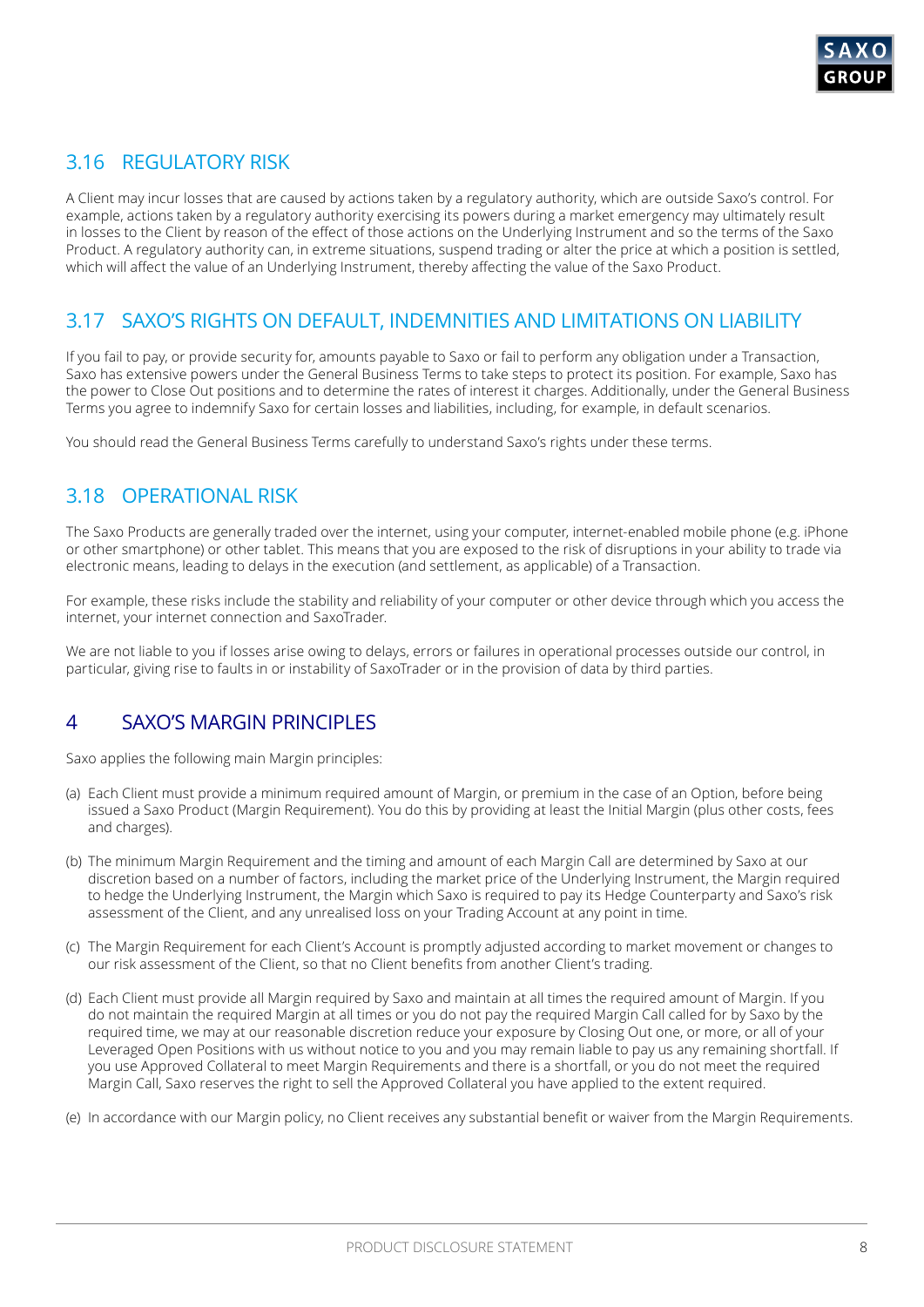## 3.16 REGULATORY RISK

A Client may incur losses that are caused by actions taken by a regulatory authority, which are outside Saxo's control. For example, actions taken by a regulatory authority exercising its powers during a market emergency may ultimately result in losses to the Client by reason of the effect of those actions on the Underlying Instrument and so the terms of the Saxo Product. A regulatory authority can, in extreme situations, suspend trading or alter the price at which a position is settled, which will affect the value of an Underlying Instrument, thereby affecting the value of the Saxo Product.

## 3.17 SAXO'S RIGHTS ON DEFAULT, INDEMNITIES AND LIMITATIONS ON LIABILITY

If you fail to pay, or provide security for, amounts payable to Saxo or fail to perform any obligation under a Transaction, Saxo has extensive powers under the General Business Terms to take steps to protect its position. For example, Saxo has the power to Close Out positions and to determine the rates of interest it charges. Additionally, under the General Business Terms you agree to indemnify Saxo for certain losses and liabilities, including, for example, in default scenarios.

You should read the General Business Terms carefully to understand Saxo's rights under these terms.

## 3.18 OPERATIONAL RISK

The Saxo Products are generally traded over the internet, using your computer, internet-enabled mobile phone (e.g. iPhone or other smartphone) or other tablet. This means that you are exposed to the risk of disruptions in your ability to trade via electronic means, leading to delays in the execution (and settlement, as applicable) of a Transaction.

For example, these risks include the stability and reliability of your computer or other device through which you access the internet, your internet connection and SaxoTrader.

We are not liable to you if losses arise owing to delays, errors or failures in operational processes outside our control, in particular, giving rise to faults in or instability of SaxoTrader or in the provision of data by third parties.

# 4 SAXO'S MARGIN PRINCIPLES

Saxo applies the following main Margin principles:

(a) Each Client must provide a minimum required amount of Margin, or premium in the case of an Option, before being issued a Saxo Product (Margin Requirement). You do this by providing at least the Initial Margin (plus other costs, fees and charges).

(b) The minimum Margin Requirement and the timing and amount of each Margin Call are determined by Saxo at our discretion based on a number of factors, including the market price of the Underlying Instrument, the Margin required to hedge the Underlying Instrument, the Margin which Saxo is required to pay its Hedge Counterparty and Saxo's risk assessment of the Client, and any unrealised loss on your Trading Account at any point in time.

(c) The Margin Requirement for each Client's Account is promptly adjusted according to market movement or changes to our risk assessment of the Client, so that no Client benefits from another Client's trading.

(d) Each Client must provide all Margin required by Saxo and maintain at all times the required amount of Margin. If you do not maintain the required Margin at all times or you do not pay the required Margin Call called for by Saxo by the required time, we may at our reasonable discretion reduce your exposure by Closing Out one, or more, or all of your Leveraged Open Positions with us without notice to you and you may remain liable to pay us any remaining shortfall. If you use Approved Collateral to meet Margin Requirements and there is a shortfall, or you do not meet the required Margin Call, Saxo reserves the right to sell the Approved Collateral you have applied to the extent required.

(e) In accordance with our Margin policy, no Client receives any substantial benefit or waiver from the Margin Requirements.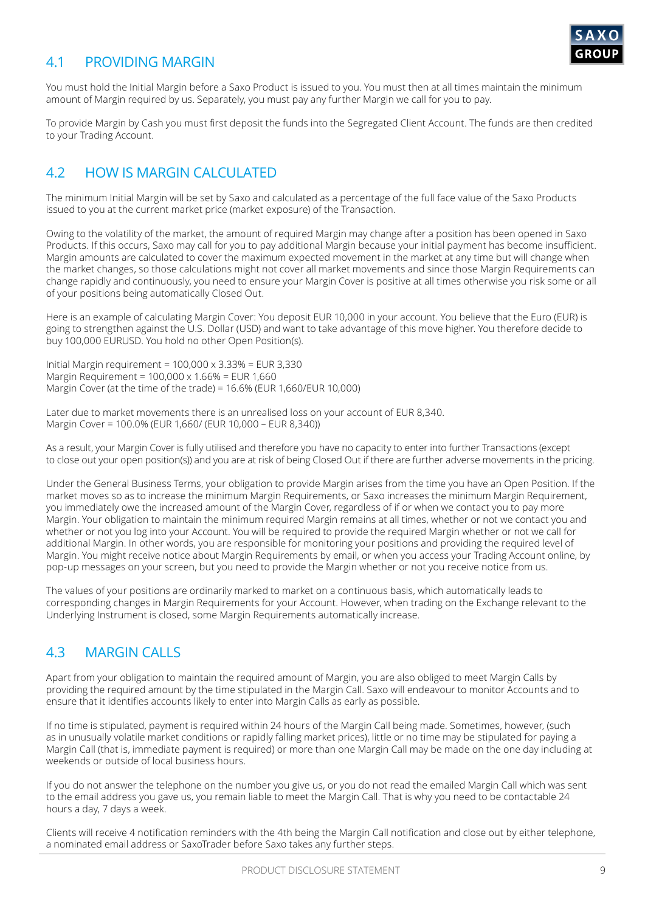## 4.1 PROVIDING MARGIN

You must hold the Initial Margin before a Saxo Product is issued to you. You must then at all times maintain the minimum amount of Margin required by us. Separately, you must pay any further Margin we call for you to pay.

To provide Margin by Cash you must first deposit the funds into the Segregated Client Account. The funds are then credited to your Trading Account.

## 4.2 HOW IS MARGIN CALCULATED

The minimum Initial Margin will be set by Saxo and calculated as a percentage of the full face value of the Saxo Products issued to you at the current market price (market exposure) of the Transaction.

Owing to the volatility of the market, the amount of required Margin may change after a position has been opened in Saxo Products. If this occurs, Saxo may call for you to pay additional Margin because your initial payment has become insufficient. Margin amounts are calculated to cover the maximum expected movement in the market at any time but will change when the market changes, so those calculations might not cover all market movements and since those Margin Requirements can change rapidly and continuously, you need to ensure your Margin Cover is positive at all times otherwise you risk some or all of your positions being automatically Closed Out.

Here is an example of calculating Margin Cover: You deposit EUR 10,000 in your account. You believe that the Euro (EUR) is going to strengthen against the U.S. Dollar (USD) and want to take advantage of this move higher. You therefore decide to buy 100,000 EURUSD. You hold no other Open Position(s).

Initial Margin requirement = 100,000 x 3.33% = EUR 3,330
Margin Requirement = 100,000 x 1.66% = EUR 1,660
Margin Cover (at the time of the trade) = 16.6% (EUR 1,660/EUR 10,000)

Later due to market movements there is an unrealised loss on your account of EUR 8,340.
Margin Cover = 100.0% (EUR 1,660/ (EUR 10,000 – EUR 8,340))

As a result, your Margin Cover is fully utilised and therefore you have no capacity to enter into further Transactions (except to close out your open position(s)) and you are at risk of being Closed Out if there are further adverse movements in the pricing.

Under the General Business Terms, your obligation to provide Margin arises from the time you have an Open Position. If the market moves so as to increase the minimum Margin Requirements, or Saxo increases the minimum Margin Requirement, you immediately owe the increased amount of the Margin Cover, regardless of if or when we contact you to pay more Margin. Your obligation to maintain the minimum required Margin remains at all times, whether or not we contact you and whether or not you log into your Account. You will be required to provide the required Margin whether or not we call for additional Margin. In other words, you are responsible for monitoring your positions and providing the required level of Margin. You might receive notice about Margin Requirements by email, or when you access your Trading Account online, by pop-up messages on your screen, but you need to provide the Margin whether or not you receive notice from us.

The values of your positions are ordinarily marked to market on a continuous basis, which automatically leads to corresponding changes in Margin Requirements for your Account. However, when trading on the Exchange relevant to the Underlying Instrument is closed, some Margin Requirements automatically increase.

## 4.3 MARGIN CALLS

Apart from your obligation to maintain the required amount of Margin, you are also obliged to meet Margin Calls by providing the required amount by the time stipulated in the Margin Call. Saxo will endeavour to monitor Accounts and to ensure that it identifies accounts likely to enter into Margin Calls as early as possible.

If no time is stipulated, payment is required within 24 hours of the Margin Call being made. Sometimes, however, (such as in unusually volatile market conditions or rapidly falling market prices), little or no time may be stipulated for paying a Margin Call (that is, immediate payment is required) or more than one Margin Call may be made on the one day including at weekends or outside of local business hours.

If you do not answer the telephone on the number you give us, or you do not read the emailed Margin Call which was sent to the email address you gave us, you remain liable to meet the Margin Call. That is why you need to be contactable 24 hours a day, 7 days a week.

Clients will receive 4 notification reminders with the 4th being the Margin Call notification and close out by either telephone, a nominated email address or SaxoTrader before Saxo takes any further steps.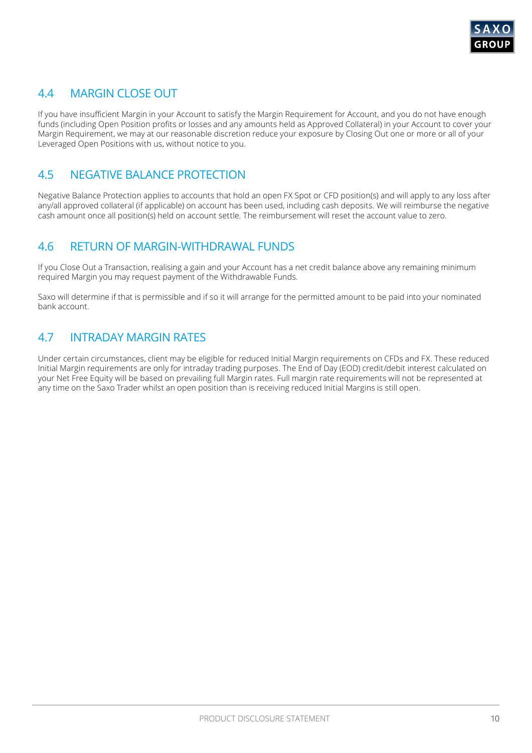## 4.4 MARGIN CLOSE OUT

If you have insufficient Margin in your Account to satisfy the Margin Requirement for Account, and you do not have enough funds (including Open Position profits or losses and any amounts held as Approved Collateral) in your Account to cover your Margin Requirement, we may at our reasonable discretion reduce your exposure by Closing Out one or more or all of your Leveraged Open Positions with us, without notice to you.

## 4.5 NEGATIVE BALANCE PROTECTION

Negative Balance Protection applies to accounts that hold an open FX Spot or CFD position(s) and will apply to any loss after any/all approved collateral (if applicable) on account has been used, including cash deposits. We will reimburse the negative cash amount once all position(s) held on account settle. The reimbursement will reset the account value to zero.

## 4.6 RETURN OF MARGIN-WITHDRAWAL FUNDS

If you Close Out a Transaction, realising a gain and your Account has a net credit balance above any remaining minimum required Margin you may request payment of the Withdrawable Funds.

Saxo will determine if that is permissible and if so it will arrange for the permitted amount to be paid into your nominated bank account.

## 4.7 INTRADAY MARGIN RATES

Under certain circumstances, client may be eligible for reduced Initial Margin requirements on CFDs and FX. These reduced Initial Margin requirements are only for intraday trading purposes. The End of Day (EOD) credit/debit interest calculated on your Net Free Equity will be based on prevailing full Margin rates. Full margin rate requirements will not be represented at any time on the Saxo Trader whilst an open position than is receiving reduced Initial Margins is still open.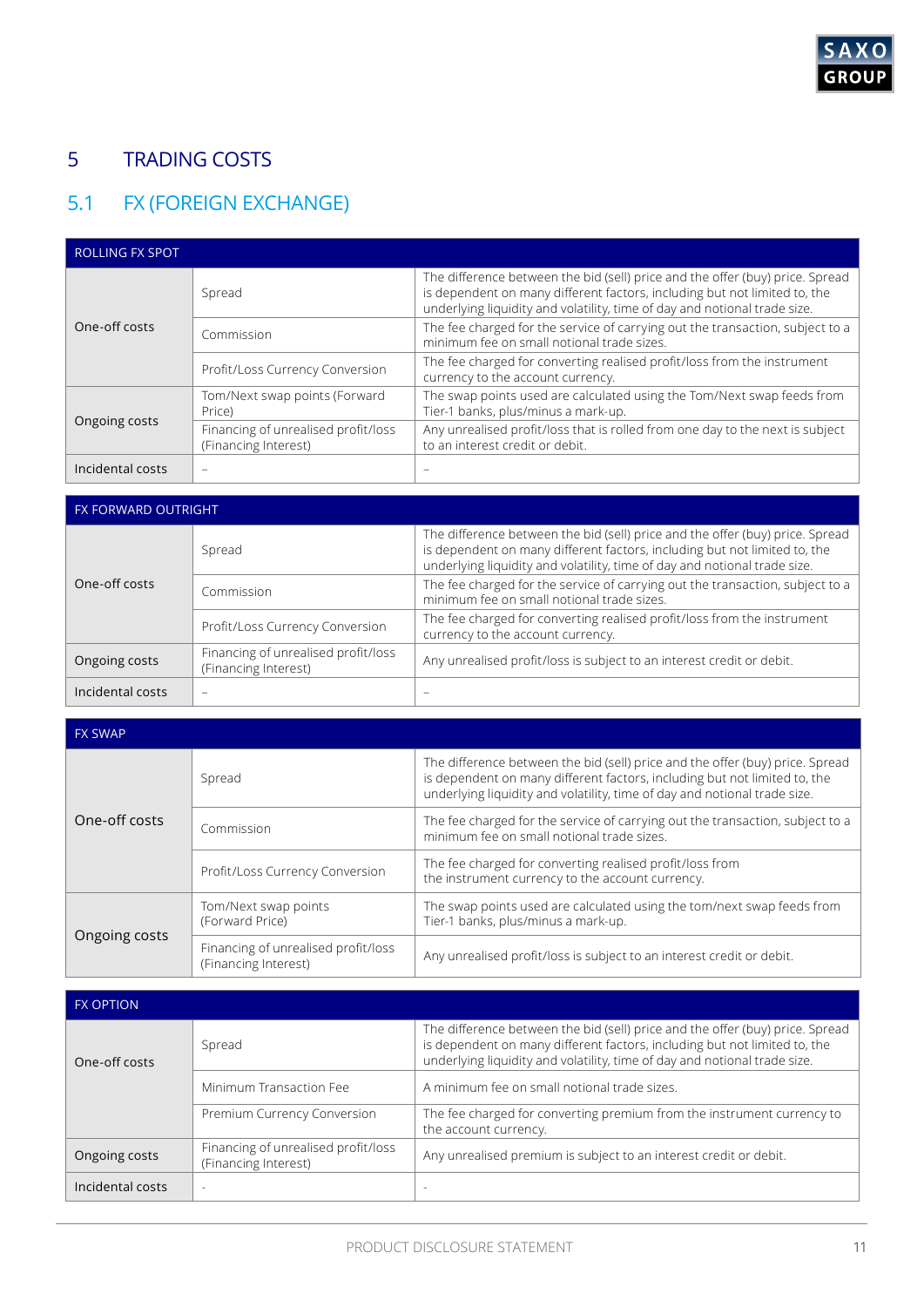# 5 TRADING COSTS

## 5.1 FX (FOREIGN EXCHANGE)

| ROLLING FX SPOT | | |
|---|---|---|
| One-off costs | Spread | The difference between the bid (sell) price and the offer (buy) price. Spread is dependent on many different factors, including but not limited to, the underlying liquidity and volatility, time of day and notional trade size. |
| | Commission | The fee charged for the service of carrying out the transaction, subject to a minimum fee on small notional trade sizes. |
| | Profit/Loss Currency Conversion | The fee charged for converting realised profit/loss from the instrument currency to the account currency. |
| Ongoing costs | Tom/Next swap points (Forward Price) | The swap points used are calculated using the Tom/Next swap feeds from Tier-1 banks, plus/minus a mark-up. |
| | Financing of unrealised profit/loss (Financing Interest) | Any unrealised profit/loss that is rolled from one day to the next is subject to an interest credit or debit. |
| Incidental costs | – | – |

| FX FORWARD OUTRIGHT | | |
|---|---|---|
| One-off costs | Spread | The difference between the bid (sell) price and the offer (buy) price. Spread is dependent on many different factors, including but not limited to, the underlying liquidity and volatility, time of day and notional trade size. |
| | Commission | The fee charged for the service of carrying out the transaction, subject to a minimum fee on small notional trade sizes. |
| | Profit/Loss Currency Conversion | The fee charged for converting realised profit/loss from the instrument currency to the account currency. |
| Ongoing costs | Financing of unrealised profit/loss (Financing Interest) | Any unrealised profit/loss is subject to an interest credit or debit. |
| Incidental costs | – | – |

| FX SWAP | | |
|---|---|---|
| One-off costs | Spread | The difference between the bid (sell) price and the offer (buy) price. Spread is dependent on many different factors, including but not limited to, the underlying liquidity and volatility, time of day and notional trade size. |
| | Commission | The fee charged for the service of carrying out the transaction, subject to a minimum fee on small notional trade sizes. |
| | Profit/Loss Currency Conversion | The fee charged for converting realised profit/loss from the instrument currency to the account currency. |
| Ongoing costs | Tom/Next swap points (Forward Price) | The swap points used are calculated using the tom/next swap feeds from Tier-1 banks, plus/minus a mark-up. |
| | Financing of unrealised profit/loss (Financing Interest) | Any unrealised profit/loss is subject to an interest credit or debit. |

| FX OPTION | | |
|---|---|---|
| One-off costs | Spread | The difference between the bid (sell) price and the offer (buy) price. Spread is dependent on many different factors, including but not limited to, the underlying liquidity and volatility, time of day and notional trade size. |
| | Minimum Transaction Fee | A minimum fee on small notional trade sizes. |
| | Premium Currency Conversion | The fee charged for converting premium from the instrument currency to the account currency. |
| Ongoing costs | Financing of unrealised profit/loss (Financing Interest) | Any unrealised premium is subject to an interest credit or debit. |
| Incidental costs | - | - |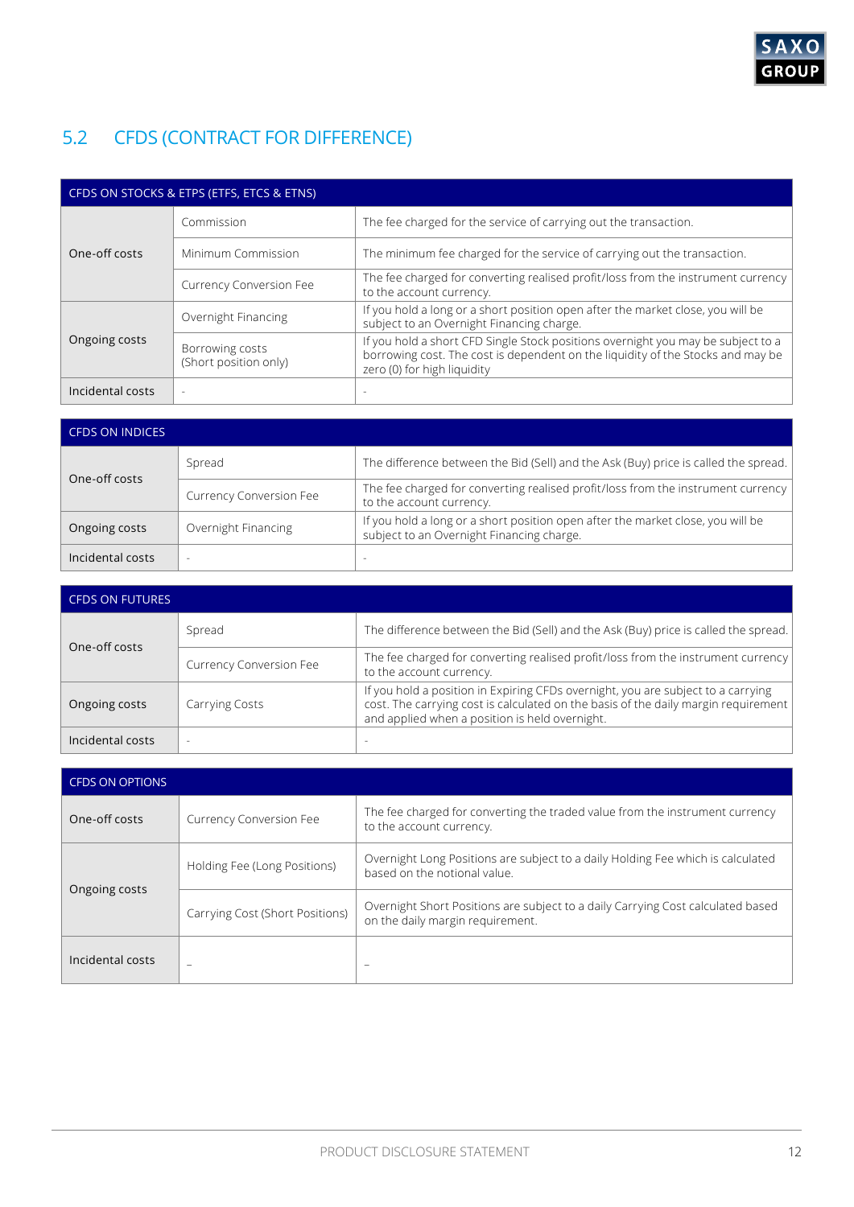## 5.2 CFDS (CONTRACT FOR DIFFERENCE)

| CFDS ON STOCKS & ETPS (ETFS, ETCS & ETNS) | | |
|---|---|---|
| One-off costs | Commission | The fee charged for the service of carrying out the transaction. |
| | Minimum Commission | The minimum fee charged for the service of carrying out the transaction. |
| | Currency Conversion Fee | The fee charged for converting realised profit/loss from the instrument currency to the account currency. |
| Ongoing costs | Overnight Financing | If you hold a long or a short position open after the market close, you will be subject to an Overnight Financing charge. |
| | Borrowing costs (Short position only) | If you hold a short CFD Single Stock positions overnight you may be subject to a borrowing cost. The cost is dependent on the liquidity of the Stocks and may be zero (0) for high liquidity |
| Incidental costs | - | - |

| CFDS ON INDICES | | |
|---|---|---|
| One-off costs | Spread | The difference between the Bid (Sell) and the Ask (Buy) price is called the spread. |
| | Currency Conversion Fee | The fee charged for converting realised profit/loss from the instrument currency to the account currency. |
| Ongoing costs | Overnight Financing | If you hold a long or a short position open after the market close, you will be subject to an Overnight Financing charge. |
| Incidental costs | - | - |

| CFDS ON FUTURES | | |
|---|---|---|
| One-off costs | Spread | The difference between the Bid (Sell) and the Ask (Buy) price is called the spread. |
| | Currency Conversion Fee | The fee charged for converting realised profit/loss from the instrument currency to the account currency. |
| Ongoing costs | Carrying Costs | If you hold a position in Expiring CFDs overnight, you are subject to a carrying cost. The carrying cost is calculated on the basis of the daily margin requirement and applied when a position is held overnight. |
| Incidental costs | - | - |

| CFDS ON OPTIONS | | |
|---|---|---|
| One-off costs | Currency Conversion Fee | The fee charged for converting the traded value from the instrument currency to the account currency. |
| Ongoing costs | Holding Fee (Long Positions) | Overnight Long Positions are subject to a daily Holding Fee which is calculated based on the notional value. |
| | Carrying Cost (Short Positions) | Overnight Short Positions are subject to a daily Carrying Cost calculated based on the daily margin requirement. |
| Incidental costs | – | – |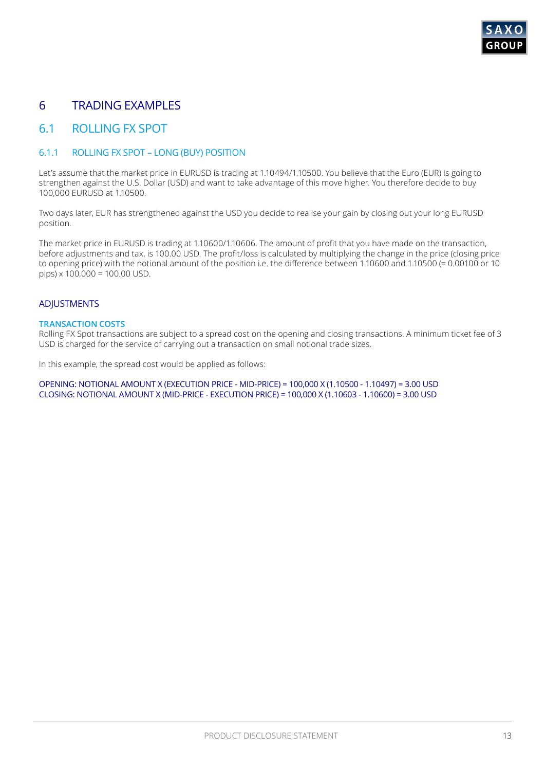# 6 TRADING EXAMPLES

## 6.1 ROLLING FX SPOT

### 6.1.1 ROLLING FX SPOT – LONG (BUY) POSITION

Let's assume that the market price in EURUSD is trading at 1.10494/1.10500. You believe that the Euro (EUR) is going to strengthen against the U.S. Dollar (USD) and want to take advantage of this move higher. You therefore decide to buy 100,000 EURUSD at 1.10500.

Two days later, EUR has strengthened against the USD you decide to realise your gain by closing out your long EURUSD position.

The market price in EURUSD is trading at 1.10600/1.10606. The amount of profit that you have made on the transaction, before adjustments and tax, is 100.00 USD. The profit/loss is calculated by multiplying the change in the price (closing price to opening price) with the notional amount of the position i.e. the difference between 1.10600 and 1.10500 (= 0.00100 or 10 pips) x 100,000 = 100.00 USD.

#### ADJUSTMENTS

**TRANSACTION COSTS**

Rolling FX Spot transactions are subject to a spread cost on the opening and closing transactions. A minimum ticket fee of 3 USD is charged for the service of carrying out a transaction on small notional trade sizes.

In this example, the spread cost would be applied as follows:

OPENING: NOTIONAL AMOUNT X (EXECUTION PRICE - MID-PRICE) = 100,000 X (1.10500 - 1.10497) = 3.00 USD
CLOSING: NOTIONAL AMOUNT X (MID-PRICE - EXECUTION PRICE) = 100,000 X (1.10603 - 1.10600) = 3.00 USD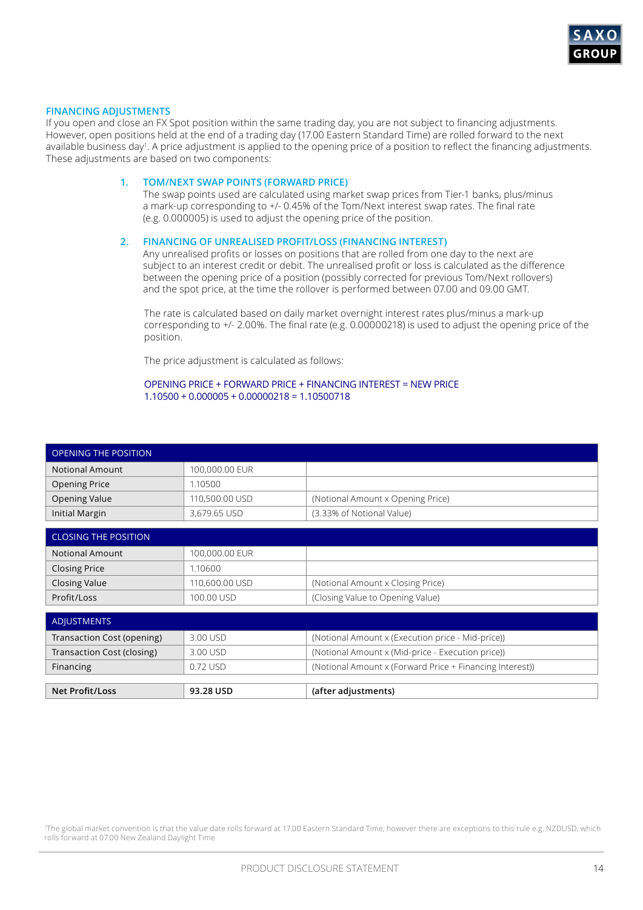## FINANCING ADJUSTMENTS

If you open and close an FX Spot position within the same trading day, you are not subject to financing adjustments. However, open positions held at the end of a trading day (17.00 Eastern Standard Time) are rolled forward to the next available business day[1]. A price adjustment is applied to the opening price of a position to reflect the financing adjustments. These adjustments are based on two components:

1. **TOM/NEXT SWAP POINTS (FORWARD PRICE)**
   The swap points used are calculated using market swap prices from Tier-1 banks, plus/minus a mark-up corresponding to +/- 0.45% of the Tom/Next interest swap rates. The final rate (e.g. 0.000005) is used to adjust the opening price of the position.

2. **FINANCING OF UNREALISED PROFIT/LOSS (FINANCING INTEREST)**
   Any unrealised profits or losses on positions that are rolled from one day to the next are subject to an interest credit or debit. The unrealised profit or loss is calculated as the difference between the opening price of a position (possibly corrected for previous Tom/Next rollovers) and the spot price, at the time the rollover is performed between 07.00 and 09.00 GMT.

   The rate is calculated based on daily market overnight interest rates plus/minus a mark-up corresponding to +/- 2.00%. The final rate (e.g. 0.00000218) is used to adjust the opening price of the position.

   The price adjustment is calculated as follows:

   OPENING PRICE + FORWARD PRICE + FINANCING INTEREST = NEW PRICE
   1.10500 + 0.000005 + 0.00000218 = 1.10500718

| OPENING THE POSITION | | |
|---|---|---|
| Notional Amount | 100,000.00 EUR | |
| Opening Price | 1.10500 | |
| Opening Value | 110,500.00 USD | (Notional Amount x Opening Price) |
| Initial Margin | 3,679.65 USD | (3.33% of Notional Value) |
| **CLOSING THE POSITION** | | |
| Notional Amount | 100,000.00 EUR | |
| Closing Price | 1.10600 | |
| Closing Value | 110,600.00 USD | (Notional Amount x Closing Price) |
| Profit/Loss | 100.00 USD | (Closing Value to Opening Value) |
| **ADJUSTMENTS** | | |
| Transaction Cost (opening) | 3.00 USD | (Notional Amount x (Execution price - Mid-price)) |
| Transaction Cost (closing) | 3.00 USD | (Notional Amount x (Mid-price - Execution price)) |
| Financing | 0.72 USD | (Notional Amount x (Forward Price + Financing Interest)) |
| **Net Profit/Loss** | **93.28 USD** | **(after adjustments)** |

[1] The global market convention is that the value date rolls forward at 17.00 Eastern Standard Time, however there are exceptions to this rule e.g. NZDUSD, which rolls forward at 07.00 New Zealand Daylight Time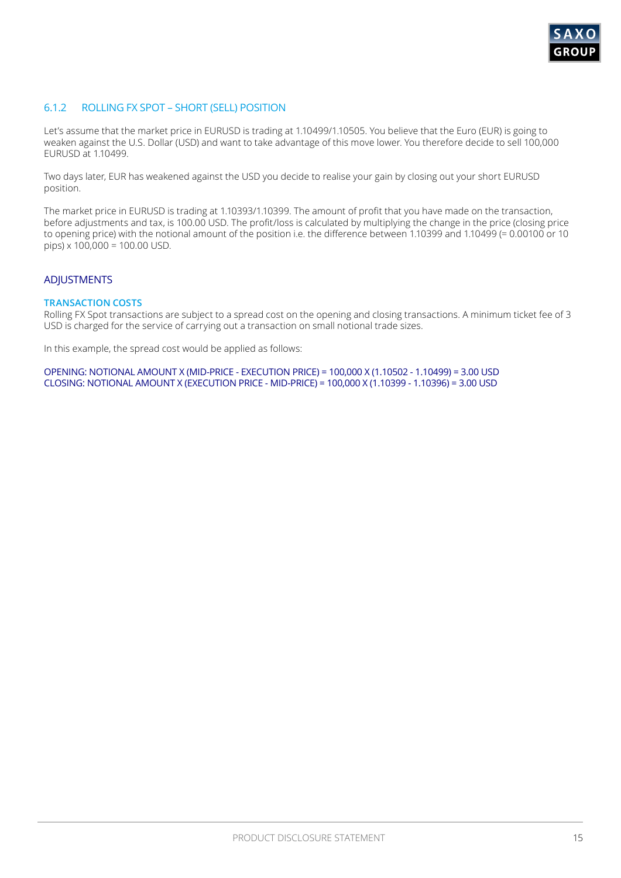### 6.1.2 ROLLING FX SPOT – SHORT (SELL) POSITION

Let's assume that the market price in EURUSD is trading at 1.10499/1.10505. You believe that the Euro (EUR) is going to weaken against the U.S. Dollar (USD) and want to take advantage of this move lower. You therefore decide to sell 100,000 EURUSD at 1.10499.

Two days later, EUR has weakened against the USD you decide to realise your gain by closing out your short EURUSD position.

The market price in EURUSD is trading at 1.10393/1.10399. The amount of profit that you have made on the transaction, before adjustments and tax, is 100.00 USD. The profit/loss is calculated by multiplying the change in the price (closing price to opening price) with the notional amount of the position i.e. the difference between 1.10399 and 1.10499 (= 0.00100 or 10 pips) x 100,000 = 100.00 USD.

#### ADJUSTMENTS

**TRANSACTION COSTS**

Rolling FX Spot transactions are subject to a spread cost on the opening and closing transactions. A minimum ticket fee of 3 USD is charged for the service of carrying out a transaction on small notional trade sizes.

In this example, the spread cost would be applied as follows:

OPENING: NOTIONAL AMOUNT X (MID-PRICE - EXECUTION PRICE) = 100,000 X (1.10502 - 1.10499) = 3.00 USD
CLOSING: NOTIONAL AMOUNT X (EXECUTION PRICE - MID-PRICE) = 100,000 X (1.10399 - 1.10396) = 3.00 USD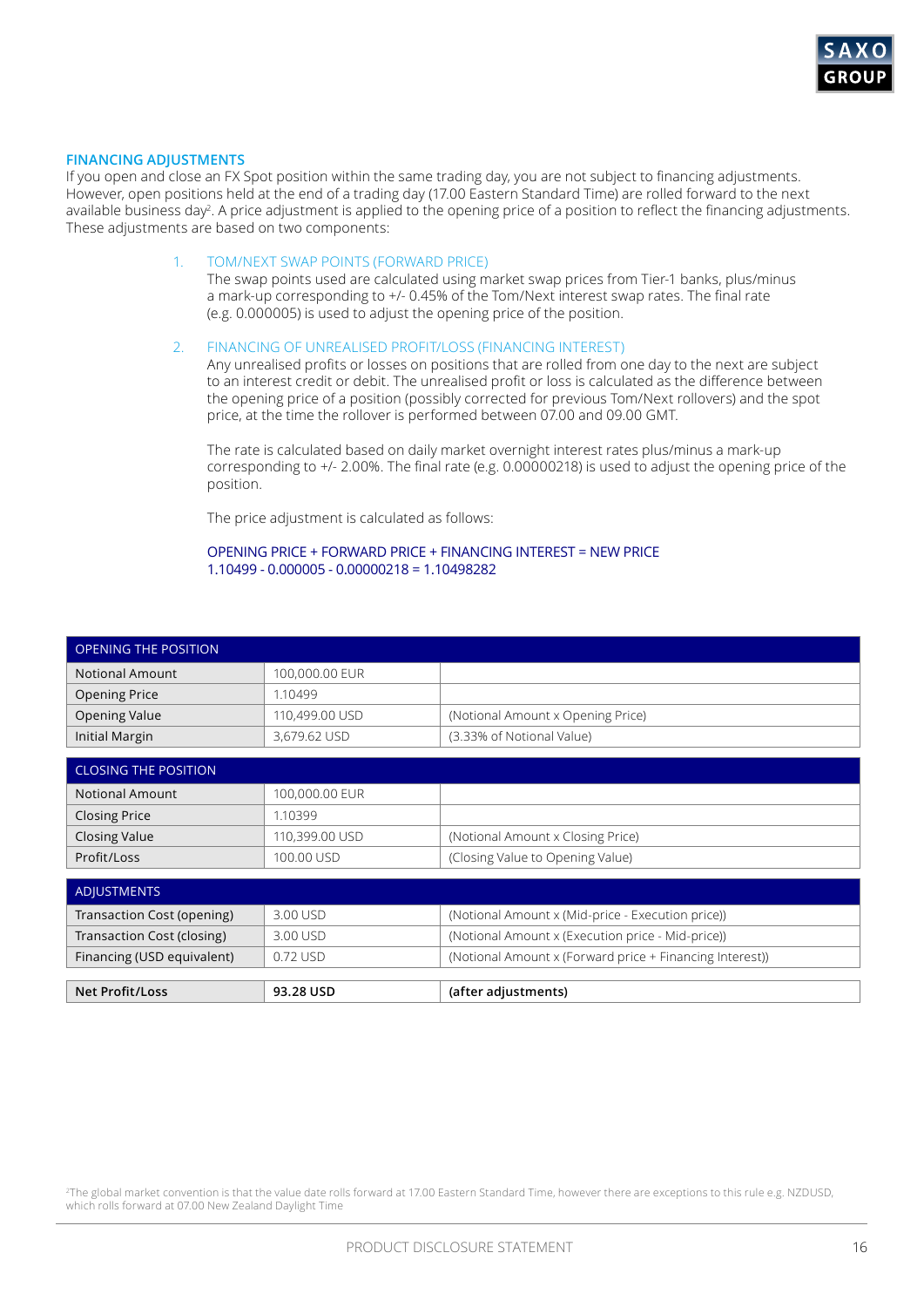## FINANCING ADJUSTMENTS

If you open and close an FX Spot position within the same trading day, you are not subject to financing adjustments. However, open positions held at the end of a trading day (17.00 Eastern Standard Time) are rolled forward to the next available business day[2]. A price adjustment is applied to the opening price of a position to reflect the financing adjustments. These adjustments are based on two components:

1. TOM/NEXT SWAP POINTS (FORWARD PRICE)
   The swap points used are calculated using market swap prices from Tier-1 banks, plus/minus a mark-up corresponding to +/- 0.45% of the Tom/Next interest swap rates. The final rate (e.g. 0.000005) is used to adjust the opening price of the position.

2. FINANCING OF UNREALISED PROFIT/LOSS (FINANCING INTEREST)
   Any unrealised profits or losses on positions that are rolled from one day to the next are subject to an interest credit or debit. The unrealised profit or loss is calculated as the difference between the opening price of a position (possibly corrected for previous Tom/Next rollovers) and the spot price, at the time the rollover is performed between 07.00 and 09.00 GMT.

   The rate is calculated based on daily market overnight interest rates plus/minus a mark-up corresponding to +/- 2.00%. The final rate (e.g. 0.00000218) is used to adjust the opening price of the position.

   The price adjustment is calculated as follows:

   OPENING PRICE + FORWARD PRICE + FINANCING INTEREST = NEW PRICE
   1.10499 - 0.000005 - 0.00000218 = 1.10498282

| OPENING THE POSITION | | |
|---|---|---|
| Notional Amount | 100,000.00 EUR | |
| Opening Price | 1.10499 | |
| Opening Value | 110,499.00 USD | (Notional Amount x Opening Price) |
| Initial Margin | 3,679.62 USD | (3.33% of Notional Value) |
| **CLOSING THE POSITION** | | |
| Notional Amount | 100,000.00 EUR | |
| Closing Price | 1.10399 | |
| Closing Value | 110,399.00 USD | (Notional Amount x Closing Price) |
| Profit/Loss | 100.00 USD | (Closing Value to Opening Value) |
| **ADJUSTMENTS** | | |
| Transaction Cost (opening) | 3.00 USD | (Notional Amount x (Mid-price - Execution price)) |
| Transaction Cost (closing) | 3.00 USD | (Notional Amount x (Execution price - Mid-price)) |
| Financing (USD equivalent) | 0.72 USD | (Notional Amount x (Forward price + Financing Interest)) |
| **Net Profit/Loss** | **93.28 USD** | **(after adjustments)** |

[2]The global market convention is that the value date rolls forward at 17.00 Eastern Standard Time, however there are exceptions to this rule e.g. NZDUSD, which rolls forward at 07.00 New Zealand Daylight Time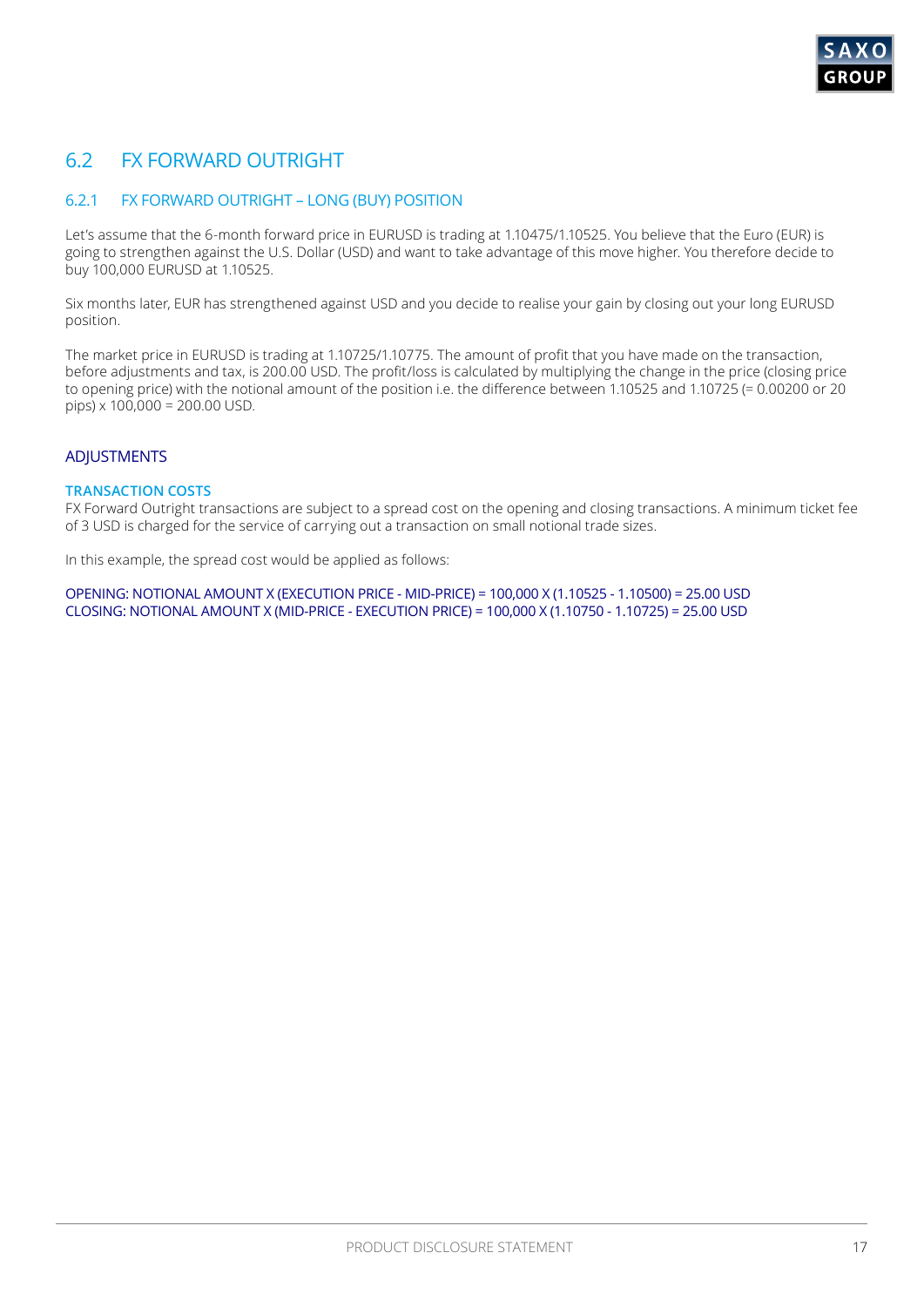## 6.2 FX FORWARD OUTRIGHT

### 6.2.1 FX FORWARD OUTRIGHT – LONG (BUY) POSITION

Let's assume that the 6-month forward price in EURUSD is trading at 1.10475/1.10525. You believe that the Euro (EUR) is going to strengthen against the U.S. Dollar (USD) and want to take advantage of this move higher. You therefore decide to buy 100,000 EURUSD at 1.10525.

Six months later, EUR has strengthened against USD and you decide to realise your gain by closing out your long EURUSD position.

The market price in EURUSD is trading at 1.10725/1.10775. The amount of profit that you have made on the transaction, before adjustments and tax, is 200.00 USD. The profit/loss is calculated by multiplying the change in the price (closing price to opening price) with the notional amount of the position i.e. the difference between 1.10525 and 1.10725 (= 0.00200 or 20 pips) x 100,000 = 200.00 USD.

#### ADJUSTMENTS

**TRANSACTION COSTS**

FX Forward Outright transactions are subject to a spread cost on the opening and closing transactions. A minimum ticket fee of 3 USD is charged for the service of carrying out a transaction on small notional trade sizes.

In this example, the spread cost would be applied as follows:

OPENING: NOTIONAL AMOUNT X (EXECUTION PRICE - MID-PRICE) = 100,000 X (1.10525 - 1.10500) = 25.00 USD
CLOSING: NOTIONAL AMOUNT X (MID-PRICE - EXECUTION PRICE) = 100,000 X (1.10750 - 1.10725) = 25.00 USD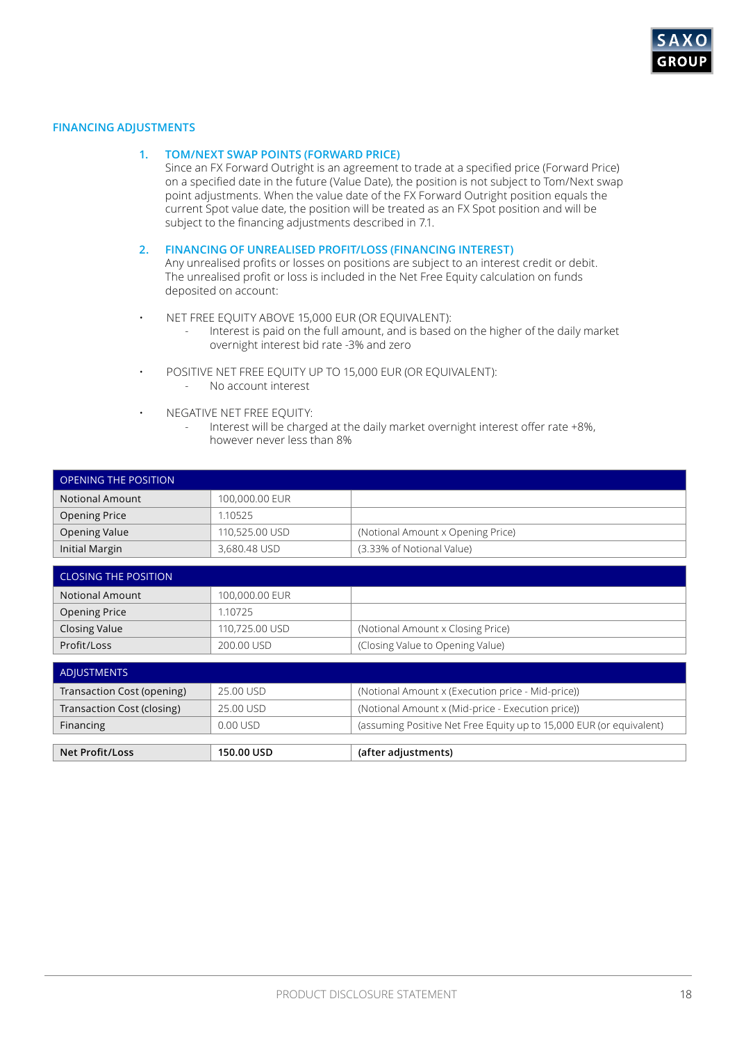## FINANCING ADJUSTMENTS

### 1. TOM/NEXT SWAP POINTS (FORWARD PRICE)

Since an FX Forward Outright is an agreement to trade at a specified price (Forward Price) on a specified date in the future (Value Date), the position is not subject to Tom/Next swap point adjustments. When the value date of the FX Forward Outright position equals the current Spot value date, the position will be treated as an FX Spot position and will be subject to the financing adjustments described in 7.1.

### 2. FINANCING OF UNREALISED PROFIT/LOSS (FINANCING INTEREST)

Any unrealised profits or losses on positions are subject to an interest credit or debit. The unrealised profit or loss is included in the Net Free Equity calculation on funds deposited on account:

- NET FREE EQUITY ABOVE 15,000 EUR (OR EQUIVALENT):
  - Interest is paid on the full amount, and is based on the higher of the daily market overnight interest bid rate -3% and zero
- POSITIVE NET FREE EQUITY UP TO 15,000 EUR (OR EQUIVALENT):
  - No account interest
- NEGATIVE NET FREE EQUITY:
  - Interest will be charged at the daily market overnight interest offer rate +8%, however never less than 8%

| OPENING THE POSITION | | |
|---|---|---|
| Notional Amount | 100,000.00 EUR | |
| Opening Price | 1.10525 | |
| Opening Value | 110,525.00 USD | (Notional Amount x Opening Price) |
| Initial Margin | 3,680.48 USD | (3.33% of Notional Value) |

| CLOSING THE POSITION | | |
|---|---|---|
| Notional Amount | 100,000.00 EUR | |
| Opening Price | 1.10725 | |
| Closing Value | 110,725.00 USD | (Notional Amount x Closing Price) |
| Profit/Loss | 200.00 USD | (Closing Value to Opening Value) |

| ADJUSTMENTS | | |
|---|---|---|
| Transaction Cost (opening) | 25.00 USD | (Notional Amount x (Execution price - Mid-price)) |
| Transaction Cost (closing) | 25.00 USD | (Notional Amount x (Mid-price - Execution price)) |
| Financing | 0.00 USD | (assuming Positive Net Free Equity up to 15,000 EUR (or equivalent) |

| **Net Profit/Loss** | **150.00 USD** | **(after adjustments)** |
|---|---|---|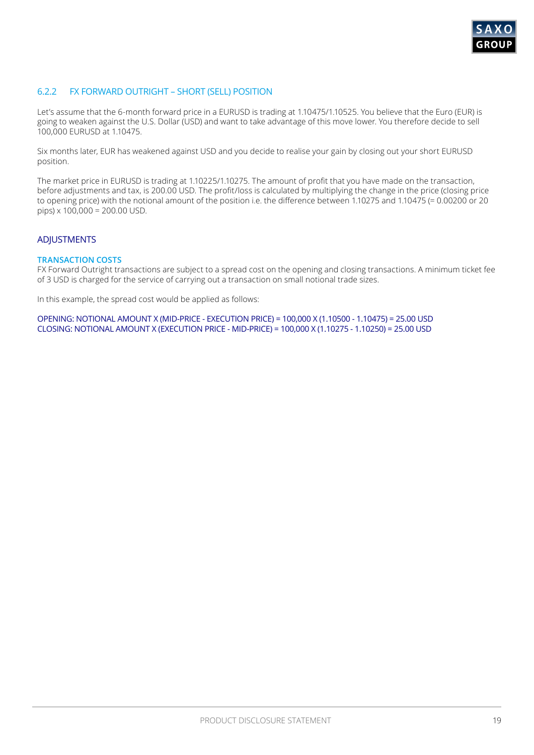### 6.2.2 FX FORWARD OUTRIGHT – SHORT (SELL) POSITION

Let's assume that the 6-month forward price in a EURUSD is trading at 1.10475/1.10525. You believe that the Euro (EUR) is going to weaken against the U.S. Dollar (USD) and want to take advantage of this move lower. You therefore decide to sell 100,000 EURUSD at 1.10475.

Six months later, EUR has weakened against USD and you decide to realise your gain by closing out your short EURUSD position.

The market price in EURUSD is trading at 1.10225/1.10275. The amount of profit that you have made on the transaction, before adjustments and tax, is 200.00 USD. The profit/loss is calculated by multiplying the change in the price (closing price to opening price) with the notional amount of the position i.e. the difference between 1.10275 and 1.10475 (= 0.00200 or 20 pips) x 100,000 = 200.00 USD.

#### ADJUSTMENTS

**TRANSACTION COSTS**

FX Forward Outright transactions are subject to a spread cost on the opening and closing transactions. A minimum ticket fee of 3 USD is charged for the service of carrying out a transaction on small notional trade sizes.

In this example, the spread cost would be applied as follows:

OPENING: NOTIONAL AMOUNT X (MID-PRICE - EXECUTION PRICE) = 100,000 X (1.10500 - 1.10475) = 25.00 USD
CLOSING: NOTIONAL AMOUNT X (EXECUTION PRICE - MID-PRICE) = 100,000 X (1.10275 - 1.10250) = 25.00 USD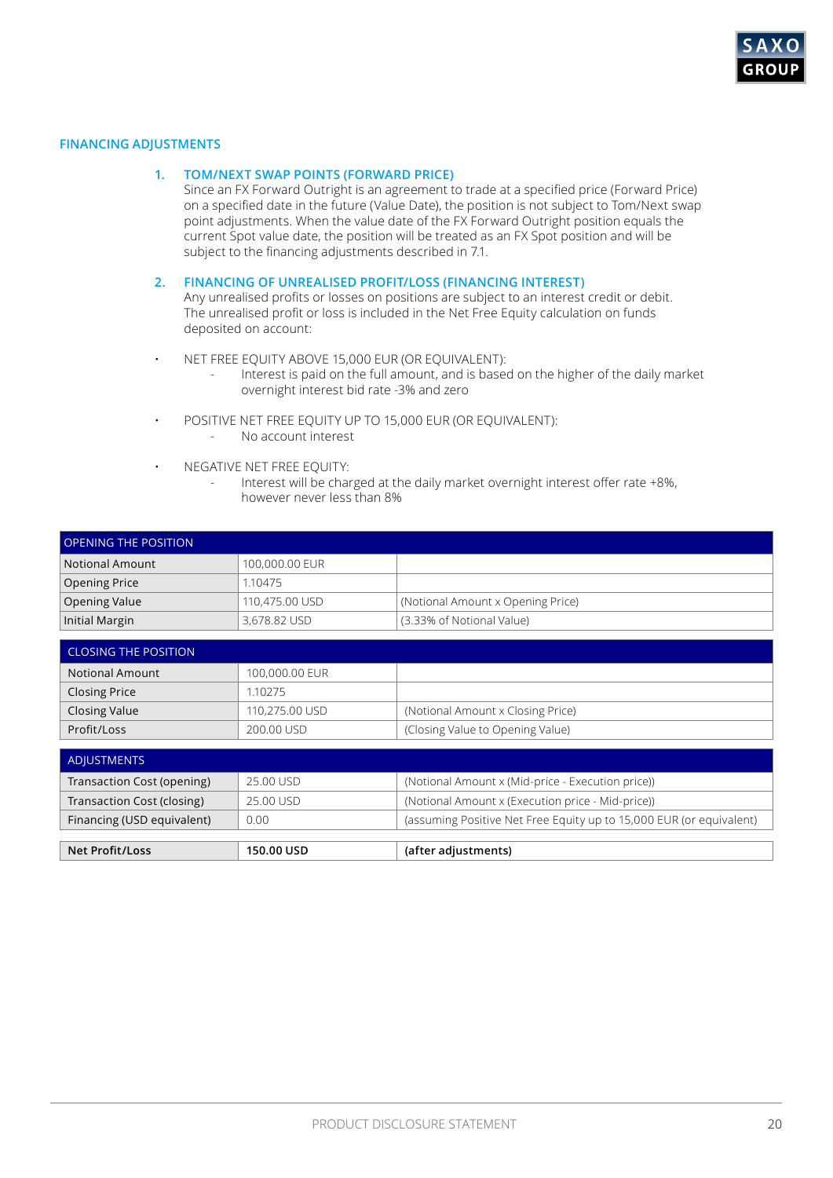## FINANCING ADJUSTMENTS

### 1. TOM/NEXT SWAP POINTS (FORWARD PRICE)

Since an FX Forward Outright is an agreement to trade at a specified price (Forward Price) on a specified date in the future (Value Date), the position is not subject to Tom/Next swap point adjustments. When the value date of the FX Forward Outright position equals the current Spot value date, the position will be treated as an FX Spot position and will be subject to the financing adjustments described in 7.1.

### 2. FINANCING OF UNREALISED PROFIT/LOSS (FINANCING INTEREST)

Any unrealised profits or losses on positions are subject to an interest credit or debit. The unrealised profit or loss is included in the Net Free Equity calculation on funds deposited on account:

- NET FREE EQUITY ABOVE 15,000 EUR (OR EQUIVALENT):
  - Interest is paid on the full amount, and is based on the higher of the daily market overnight interest bid rate -3% and zero
- POSITIVE NET FREE EQUITY UP TO 15,000 EUR (OR EQUIVALENT):
  - No account interest
- NEGATIVE NET FREE EQUITY:
  - Interest will be charged at the daily market overnight interest offer rate +8%, however never less than 8%

| OPENING THE POSITION | | |
|---|---|---|
| Notional Amount | 100,000.00 EUR | |
| Opening Price | 1.10475 | |
| Opening Value | 110,475.00 USD | (Notional Amount x Opening Price) |
| Initial Margin | 3,678.82 USD | (3.33% of Notional Value) |

| CLOSING THE POSITION | | |
|---|---|---|
| Notional Amount | 100,000.00 EUR | |
| Closing Price | 1.10275 | |
| Closing Value | 110,275.00 USD | (Notional Amount x Closing Price) |
| Profit/Loss | 200.00 USD | (Closing Value to Opening Value) |

| ADJUSTMENTS | | |
|---|---|---|
| Transaction Cost (opening) | 25.00 USD | (Notional Amount x (Mid-price - Execution price)) |
| Transaction Cost (closing) | 25.00 USD | (Notional Amount x (Execution price - Mid-price)) |
| Financing (USD equivalent) | 0.00 | (assuming Positive Net Free Equity up to 15,000 EUR (or equivalent) |
| **Net Profit/Loss** | **150.00 USD** | **(after adjustments)** |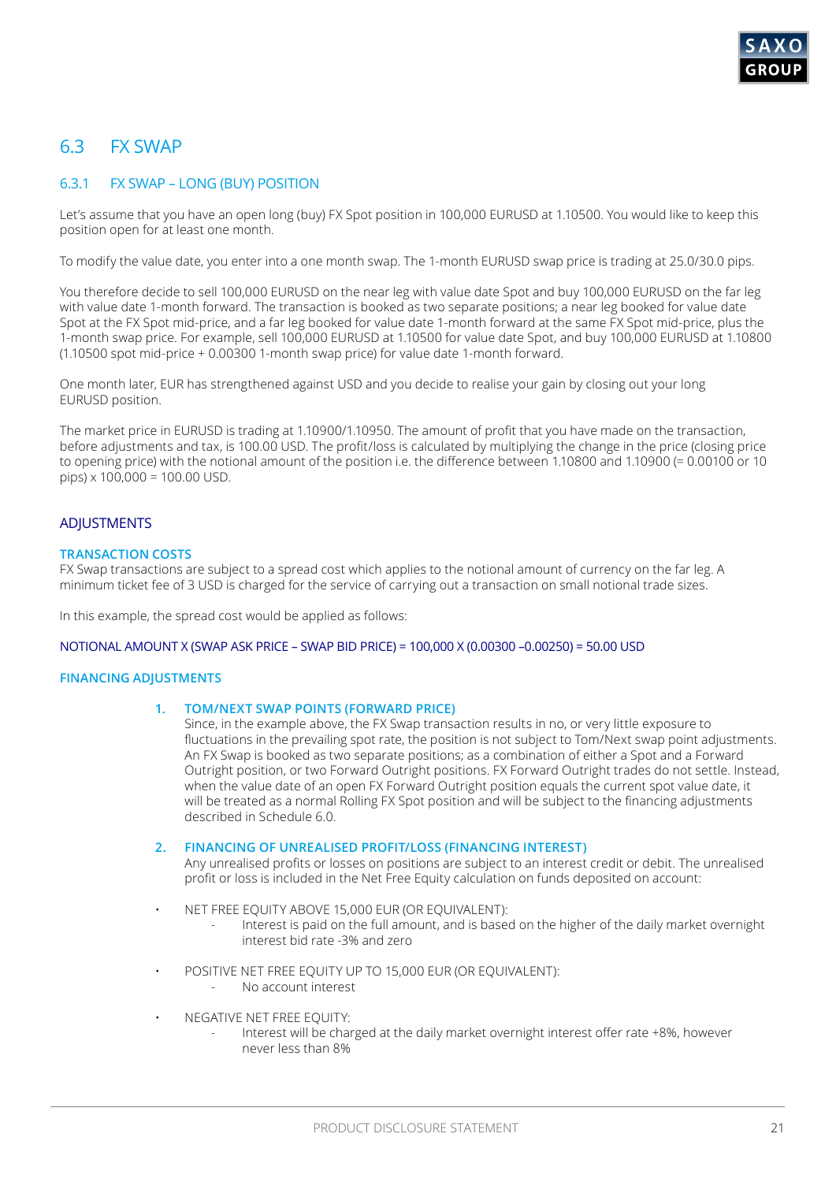## 6.3 FX SWAP

### 6.3.1 FX SWAP – LONG (BUY) POSITION

Let's assume that you have an open long (buy) FX Spot position in 100,000 EURUSD at 1.10500. You would like to keep this position open for at least one month.

To modify the value date, you enter into a one month swap. The 1-month EURUSD swap price is trading at 25.0/30.0 pips.

You therefore decide to sell 100,000 EURUSD on the near leg with value date Spot and buy 100,000 EURUSD on the far leg with value date 1-month forward. The transaction is booked as two separate positions; a near leg booked for value date Spot at the FX Spot mid-price, and a far leg booked for value date 1-month forward at the same FX Spot mid-price, plus the 1-month swap price. For example, sell 100,000 EURUSD at 1.10500 for value date Spot, and buy 100,000 EURUSD at 1.10800 (1.10500 spot mid-price + 0.00300 1-month swap price) for value date 1-month forward.

One month later, EUR has strengthened against USD and you decide to realise your gain by closing out your long EURUSD position.

The market price in EURUSD is trading at 1.10900/1.10950. The amount of profit that you have made on the transaction, before adjustments and tax, is 100.00 USD. The profit/loss is calculated by multiplying the change in the price (closing price to opening price) with the notional amount of the position i.e. the difference between 1.10800 and 1.10900 (= 0.00100 or 10 pips) x 100,000 = 100.00 USD.

#### ADJUSTMENTS

**TRANSACTION COSTS**

FX Swap transactions are subject to a spread cost which applies to the notional amount of currency on the far leg. A minimum ticket fee of 3 USD is charged for the service of carrying out a transaction on small notional trade sizes.

In this example, the spread cost would be applied as follows:

NOTIONAL AMOUNT X (SWAP ASK PRICE – SWAP BID PRICE) = 100,000 X (0.00300 –0.00250) = 50.00 USD

**FINANCING ADJUSTMENTS**

1. **TOM/NEXT SWAP POINTS (FORWARD PRICE)**
   Since, in the example above, the FX Swap transaction results in no, or very little exposure to fluctuations in the prevailing spot rate, the position is not subject to Tom/Next swap point adjustments. An FX Swap is booked as two separate positions; as a combination of either a Spot and a Forward Outright position, or two Forward Outright positions. FX Forward Outright trades do not settle. Instead, when the value date of an open FX Forward Outright position equals the current spot value date, it will be treated as a normal Rolling FX Spot position and will be subject to the financing adjustments described in Schedule 6.0.

2. **FINANCING OF UNREALISED PROFIT/LOSS (FINANCING INTEREST)**
   Any unrealised profits or losses on positions are subject to an interest credit or debit. The unrealised profit or loss is included in the Net Free Equity calculation on funds deposited on account:

- NET FREE EQUITY ABOVE 15,000 EUR (OR EQUIVALENT):
  - Interest is paid on the full amount, and is based on the higher of the daily market overnight interest bid rate -3% and zero
- POSITIVE NET FREE EQUITY UP TO 15,000 EUR (OR EQUIVALENT):
  - No account interest
- NEGATIVE NET FREE EQUITY:
  - Interest will be charged at the daily market overnight interest offer rate +8%, however never less than 8%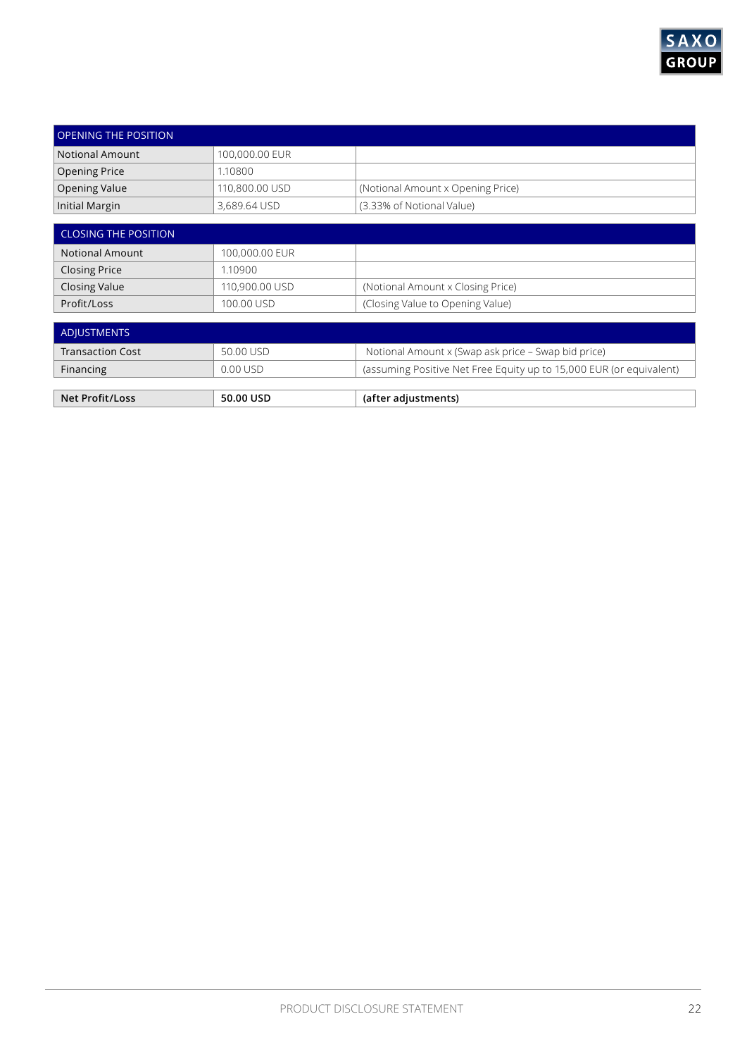| OPENING THE POSITION | | |
|---|---|---|
| Notional Amount | 100,000.00 EUR | |
| Opening Price | 1.10800 | |
| Opening Value | 110,800.00 USD | (Notional Amount x Opening Price) |
| Initial Margin | 3,689.64 USD | (3.33% of Notional Value) |

| CLOSING THE POSITION | | |
|---|---|---|
| Notional Amount | 100,000.00 EUR | |
| Closing Price | 1.10900 | |
| Closing Value | 110,900.00 USD | (Notional Amount x Closing Price) |
| Profit/Loss | 100.00 USD | (Closing Value to Opening Value) |

| ADJUSTMENTS | | |
|---|---|---|
| Transaction Cost | 50.00 USD | Notional Amount x (Swap ask price – Swap bid price) |
| Financing | 0.00 USD | (assuming Positive Net Free Equity up to 15,000 EUR (or equivalent) |

| **Net Profit/Loss** | **50.00 USD** | **(after adjustments)** |
|---|---|---|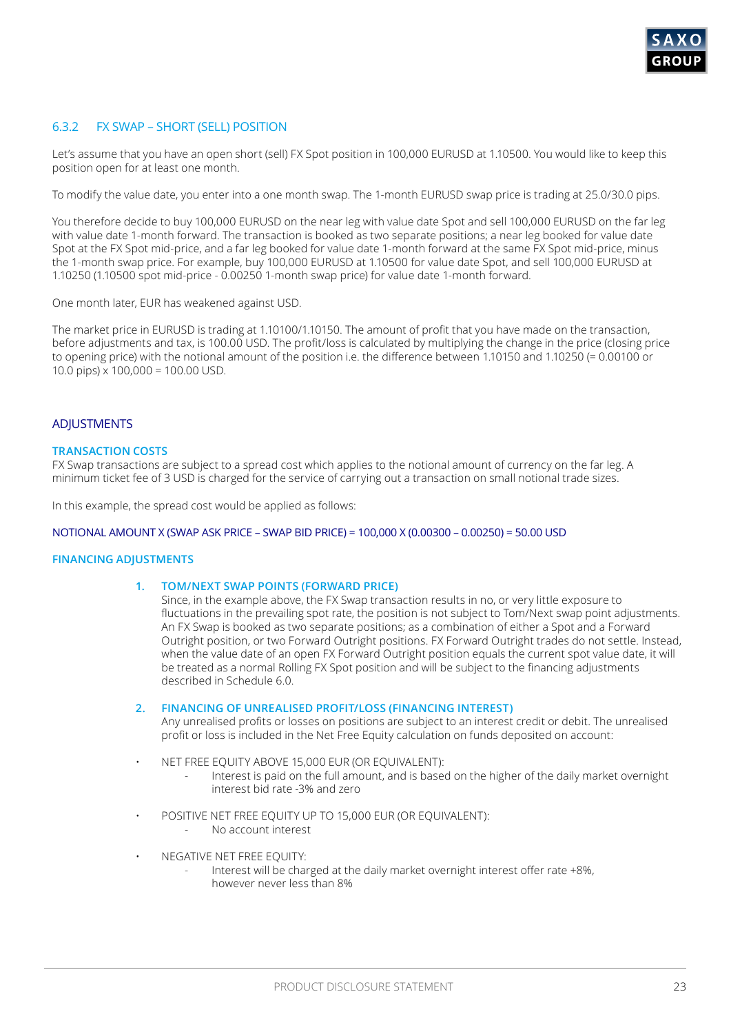### 6.3.2 FX SWAP – SHORT (SELL) POSITION

Let's assume that you have an open short (sell) FX Spot position in 100,000 EURUSD at 1.10500. You would like to keep this position open for at least one month.

To modify the value date, you enter into a one month swap. The 1-month EURUSD swap price is trading at 25.0/30.0 pips.

You therefore decide to buy 100,000 EURUSD on the near leg with value date Spot and sell 100,000 EURUSD on the far leg with value date 1-month forward. The transaction is booked as two separate positions; a near leg booked for value date Spot at the FX Spot mid-price, and a far leg booked for value date 1-month forward at the same FX Spot mid-price, minus the 1-month swap price. For example, buy 100,000 EURUSD at 1.10500 for value date Spot, and sell 100,000 EURUSD at 1.10250 (1.10500 spot mid-price - 0.00250 1-month swap price) for value date 1-month forward.

One month later, EUR has weakened against USD.

The market price in EURUSD is trading at 1.10100/1.10150. The amount of profit that you have made on the transaction, before adjustments and tax, is 100.00 USD. The profit/loss is calculated by multiplying the change in the price (closing price to opening price) with the notional amount of the position i.e. the difference between 1.10150 and 1.10250 (= 0.00100 or 10.0 pips) x 100,000 = 100.00 USD.

## ADJUSTMENTS

**TRANSACTION COSTS**

FX Swap transactions are subject to a spread cost which applies to the notional amount of currency on the far leg. A minimum ticket fee of 3 USD is charged for the service of carrying out a transaction on small notional trade sizes.

In this example, the spread cost would be applied as follows:

NOTIONAL AMOUNT X (SWAP ASK PRICE – SWAP BID PRICE) = 100,000 X (0.00300 – 0.00250) = 50.00 USD

**FINANCING ADJUSTMENTS**

1. **TOM/NEXT SWAP POINTS (FORWARD PRICE)**
   Since, in the example above, the FX Swap transaction results in no, or very little exposure to fluctuations in the prevailing spot rate, the position is not subject to Tom/Next swap point adjustments. An FX Swap is booked as two separate positions; as a combination of either a Spot and a Forward Outright position, or two Forward Outright positions. FX Forward Outright trades do not settle. Instead, when the value date of an open FX Forward Outright position equals the current spot value date, it will be treated as a normal Rolling FX Spot position and will be subject to the financing adjustments described in Schedule 6.0.

2. **FINANCING OF UNREALISED PROFIT/LOSS (FINANCING INTEREST)**
   Any unrealised profits or losses on positions are subject to an interest credit or debit. The unrealised profit or loss is included in the Net Free Equity calculation on funds deposited on account:

- NET FREE EQUITY ABOVE 15,000 EUR (OR EQUIVALENT):
  - Interest is paid on the full amount, and is based on the higher of the daily market overnight interest bid rate -3% and zero
- POSITIVE NET FREE EQUITY UP TO 15,000 EUR (OR EQUIVALENT):
  - No account interest
- NEGATIVE NET FREE EQUITY:
  - Interest will be charged at the daily market overnight interest offer rate +8%, however never less than 8%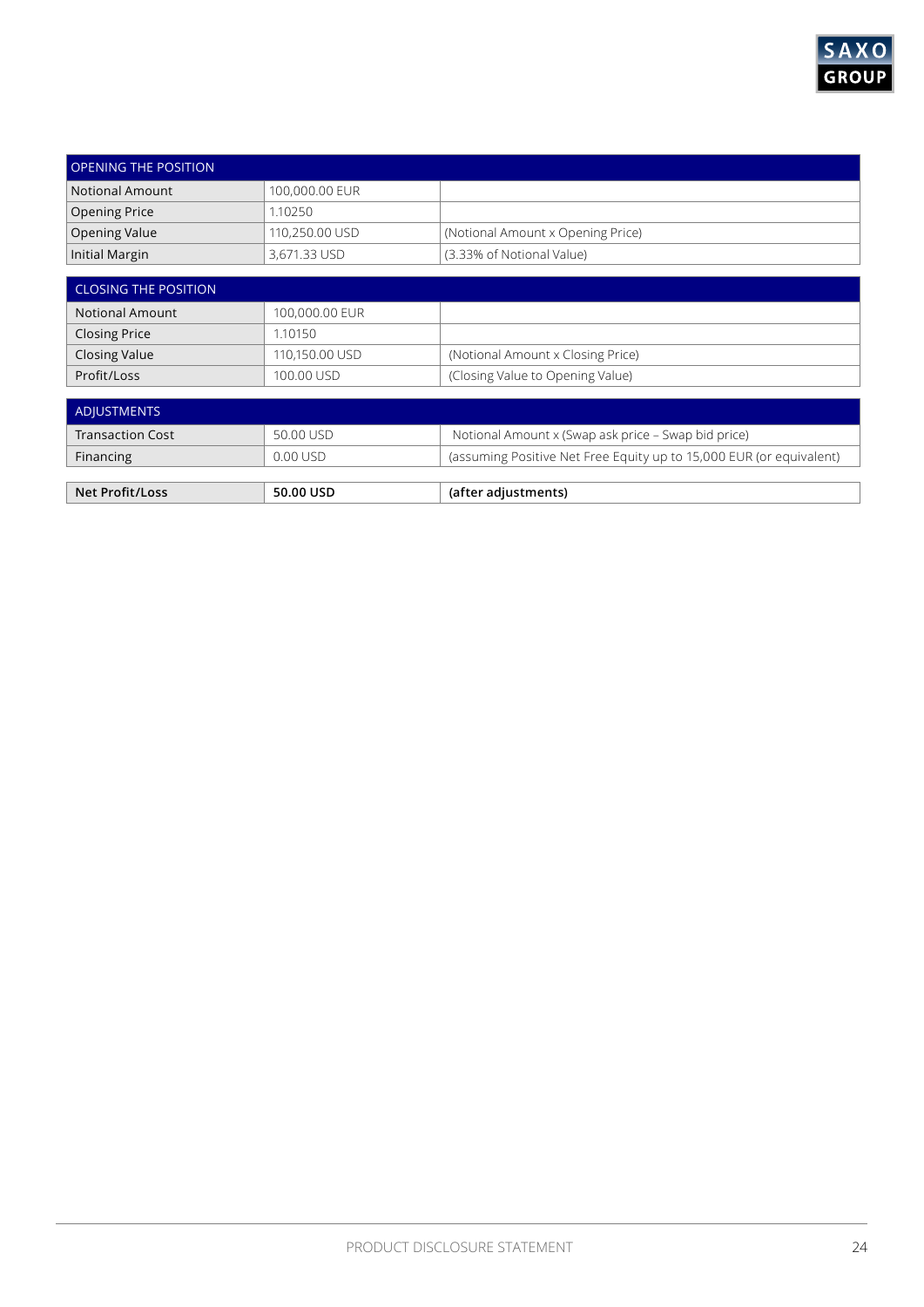| OPENING THE POSITION | | |
|---|---|---|
| Notional Amount | 100,000.00 EUR | |
| Opening Price | 1.10250 | |
| Opening Value | 110,250.00 USD | (Notional Amount x Opening Price) |
| Initial Margin | 3,671.33 USD | (3.33% of Notional Value) |

| CLOSING THE POSITION | | |
|---|---|---|
| Notional Amount | 100,000.00 EUR | |
| Closing Price | 1.10150 | |
| Closing Value | 110,150.00 USD | (Notional Amount x Closing Price) |
| Profit/Loss | 100.00 USD | (Closing Value to Opening Value) |

| ADJUSTMENTS | | |
|---|---|---|
| Transaction Cost | 50.00 USD | Notional Amount x (Swap ask price – Swap bid price) |
| Financing | 0.00 USD | (assuming Positive Net Free Equity up to 15,000 EUR (or equivalent) |

| **Net Profit/Loss** | **50.00 USD** | **(after adjustments)** |
|---|---|---|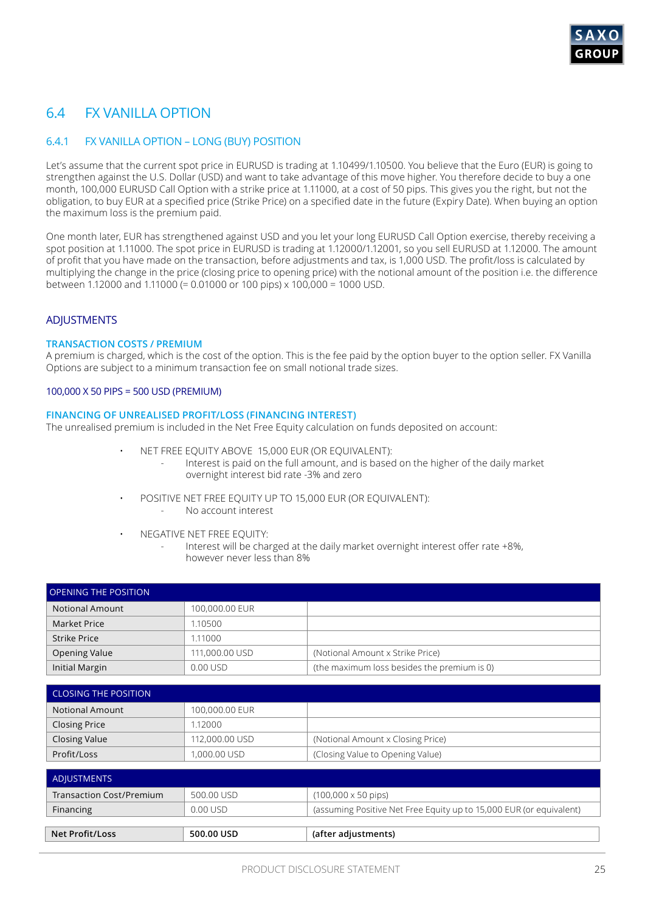## 6.4 FX VANILLA OPTION

### 6.4.1 FX VANILLA OPTION – LONG (BUY) POSITION

Let's assume that the current spot price in EURUSD is trading at 1.10499/1.10500. You believe that the Euro (EUR) is going to strengthen against the U.S. Dollar (USD) and want to take advantage of this move higher. You therefore decide to buy a one month, 100,000 EURUSD Call Option with a strike price at 1.11000, at a cost of 50 pips. This gives you the right, but not the obligation, to buy EUR at a specified price (Strike Price) on a specified date in the future (Expiry Date). When buying an option the maximum loss is the premium paid.

One month later, EUR has strengthened against USD and you let your long EURUSD Call Option exercise, thereby receiving a spot position at 1.11000. The spot price in EURUSD is trading at 1.12000/1.12001, so you sell EURUSD at 1.12000. The amount of profit that you have made on the transaction, before adjustments and tax, is 1,000 USD. The profit/loss is calculated by multiplying the change in the price (closing price to opening price) with the notional amount of the position i.e. the difference between 1.12000 and 1.11000 (= 0.01000 or 100 pips) x 100,000 = 1000 USD.

#### ADJUSTMENTS

**TRANSACTION COSTS / PREMIUM**

A premium is charged, which is the cost of the option. This is the fee paid by the option buyer to the option seller. FX Vanilla Options are subject to a minimum transaction fee on small notional trade sizes.

100,000 X 50 PIPS = 500 USD (PREMIUM)

**FINANCING OF UNREALISED PROFIT/LOSS (FINANCING INTEREST)**

The unrealised premium is included in the Net Free Equity calculation on funds deposited on account:

- NET FREE EQUITY ABOVE 15,000 EUR (OR EQUIVALENT):
  - Interest is paid on the full amount, and is based on the higher of the daily market overnight interest bid rate -3% and zero
- POSITIVE NET FREE EQUITY UP TO 15,000 EUR (OR EQUIVALENT):
  - No account interest
- NEGATIVE NET FREE EQUITY:
  - Interest will be charged at the daily market overnight interest offer rate +8%, however never less than 8%

| OPENING THE POSITION | | |
|---|---|---|
| Notional Amount | 100,000.00 EUR | |
| Market Price | 1.10500 | |
| Strike Price | 1.11000 | |
| Opening Value | 111,000.00 USD | (Notional Amount x Strike Price) |
| Initial Margin | 0.00 USD | (the maximum loss besides the premium is 0) |

| CLOSING THE POSITION | | |
|---|---|---|
| Notional Amount | 100,000.00 EUR | |
| Closing Price | 1.12000 | |
| Closing Value | 112,000.00 USD | (Notional Amount x Closing Price) |
| Profit/Loss | 1,000.00 USD | (Closing Value to Opening Value) |

| ADJUSTMENTS | | |
|---|---|---|
| Transaction Cost/Premium | 500.00 USD | (100,000 x 50 pips) |
| Financing | 0.00 USD | (assuming Positive Net Free Equity up to 15,000 EUR (or equivalent) |

| **Net Profit/Loss** | **500.00 USD** | **(after adjustments)** |
|---|---|---|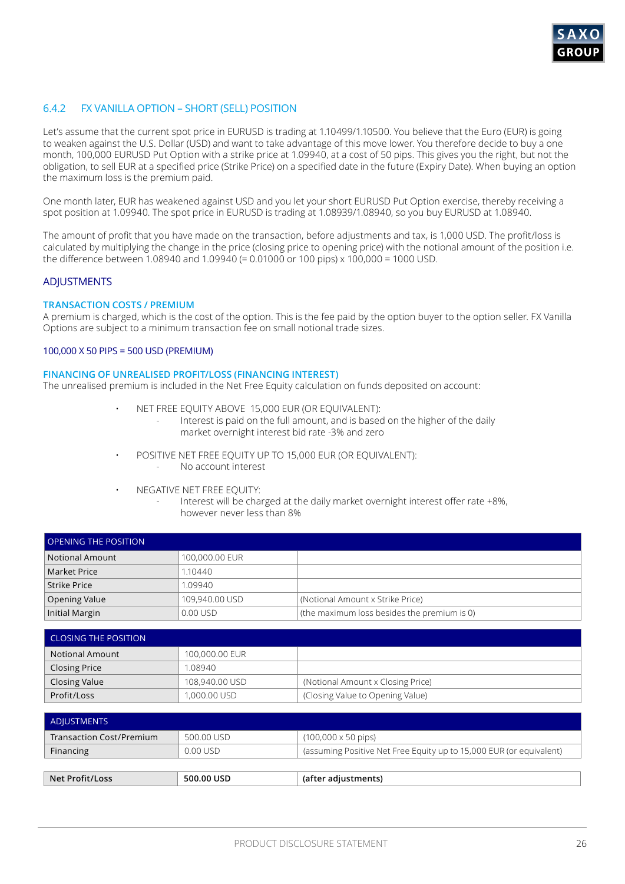### 6.4.2 FX VANILLA OPTION – SHORT (SELL) POSITION

Let's assume that the current spot price in EURUSD is trading at 1.10499/1.10500. You believe that the Euro (EUR) is going to weaken against the U.S. Dollar (USD) and want to take advantage of this move lower. You therefore decide to buy a one month, 100,000 EURUSD Put Option with a strike price at 1.09940, at a cost of 50 pips. This gives you the right, but not the obligation, to sell EUR at a specified price (Strike Price) on a specified date in the future (Expiry Date). When buying an option the maximum loss is the premium paid.

One month later, EUR has weakened against USD and you let your short EURUSD Put Option exercise, thereby receiving a spot position at 1.09940. The spot price in EURUSD is trading at 1.08939/1.08940, so you buy EURUSD at 1.08940.

The amount of profit that you have made on the transaction, before adjustments and tax, is 1,000 USD. The profit/loss is calculated by multiplying the change in the price (closing price to opening price) with the notional amount of the position i.e. the difference between 1.08940 and 1.09940 (= 0.01000 or 100 pips) x 100,000 = 1000 USD.

#### ADJUSTMENTS

##### TRANSACTION COSTS / PREMIUM

A premium is charged, which is the cost of the option. This is the fee paid by the option buyer to the option seller. FX Vanilla Options are subject to a minimum transaction fee on small notional trade sizes.

100,000 X 50 PIPS = 500 USD (PREMIUM)

##### FINANCING OF UNREALISED PROFIT/LOSS (FINANCING INTEREST)

The unrealised premium is included in the Net Free Equity calculation on funds deposited on account:

- NET FREE EQUITY ABOVE 15,000 EUR (OR EQUIVALENT):
  - Interest is paid on the full amount, and is based on the higher of the daily market overnight interest bid rate -3% and zero
- POSITIVE NET FREE EQUITY UP TO 15,000 EUR (OR EQUIVALENT):
  - No account interest
- NEGATIVE NET FREE EQUITY:
  - Interest will be charged at the daily market overnight interest offer rate +8%, however never less than 8%

| OPENING THE POSITION | | |
|---|---|---|
| Notional Amount | 100,000.00 EUR | |
| Market Price | 1.10440 | |
| Strike Price | 1.09940 | |
| Opening Value | 109,940.00 USD | (Notional Amount x Strike Price) |
| Initial Margin | 0.00 USD | (the maximum loss besides the premium is 0) |

| CLOSING THE POSITION | | |
|---|---|---|
| Notional Amount | 100,000.00 EUR | |
| Closing Price | 1.08940 | |
| Closing Value | 108,940.00 USD | (Notional Amount x Closing Price) |
| Profit/Loss | 1,000.00 USD | (Closing Value to Opening Value) |

| ADJUSTMENTS | | |
|---|---|---|
| Transaction Cost/Premium | 500.00 USD | (100,000 x 50 pips) |
| Financing | 0.00 USD | (assuming Positive Net Free Equity up to 15,000 EUR (or equivalent) |

| **Net Profit/Loss** | **500.00 USD** | **(after adjustments)** |
|---|---|---|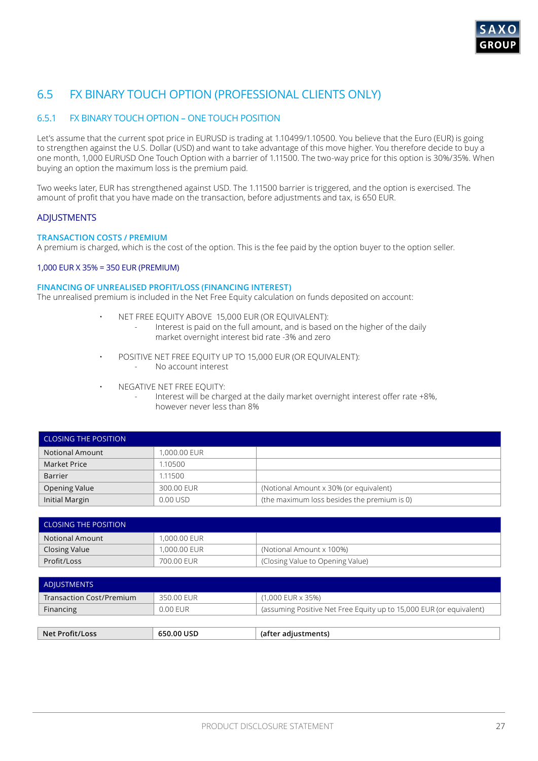## 6.5 FX BINARY TOUCH OPTION (PROFESSIONAL CLIENTS ONLY)

### 6.5.1 FX BINARY TOUCH OPTION – ONE TOUCH POSITION

Let's assume that the current spot price in EURUSD is trading at 1.10499/1.10500. You believe that the Euro (EUR) is going to strengthen against the U.S. Dollar (USD) and want to take advantage of this move higher. You therefore decide to buy a one month, 1,000 EURUSD One Touch Option with a barrier of 1.11500. The two-way price for this option is 30%/35%. When buying an option the maximum loss is the premium paid.

Two weeks later, EUR has strengthened against USD. The 1.11500 barrier is triggered, and the option is exercised. The amount of profit that you have made on the transaction, before adjustments and tax, is 650 EUR.

#### ADJUSTMENTS

**TRANSACTION COSTS / PREMIUM**

A premium is charged, which is the cost of the option. This is the fee paid by the option buyer to the option seller.

1,000 EUR X 35% = 350 EUR (PREMIUM)

**FINANCING OF UNREALISED PROFIT/LOSS (FINANCING INTEREST)**

The unrealised premium is included in the Net Free Equity calculation on funds deposited on account:

- NET FREE EQUITY ABOVE 15,000 EUR (OR EQUIVALENT):
  - Interest is paid on the full amount, and is based on the higher of the daily market overnight interest bid rate -3% and zero
- POSITIVE NET FREE EQUITY UP TO 15,000 EUR (OR EQUIVALENT):
  - No account interest
- NEGATIVE NET FREE EQUITY:
  - Interest will be charged at the daily market overnight interest offer rate +8%, however never less than 8%

| CLOSING THE POSITION | | |
|---|---|---|
| Notional Amount | 1,000.00 EUR | |
| Market Price | 1.10500 | |
| Barrier | 1.11500 | |
| Opening Value | 300.00 EUR | (Notional Amount x 30% (or equivalent) |
| Initial Margin | 0.00 USD | (the maximum loss besides the premium is 0) |

| CLOSING THE POSITION | | |
|---|---|---|
| Notional Amount | 1,000.00 EUR | |
| Closing Value | 1,000.00 EUR | (Notional Amount x 100%) |
| Profit/Loss | 700.00 EUR | (Closing Value to Opening Value) |

| ADJUSTMENTS | | |
|---|---|---|
| Transaction Cost/Premium | 350.00 EUR | (1,000 EUR x 35%) |
| Financing | 0.00 EUR | (assuming Positive Net Free Equity up to 15,000 EUR (or equivalent) |

| **Net Profit/Loss** | **650.00 USD** | **(after adjustments)** |
|---|---|---|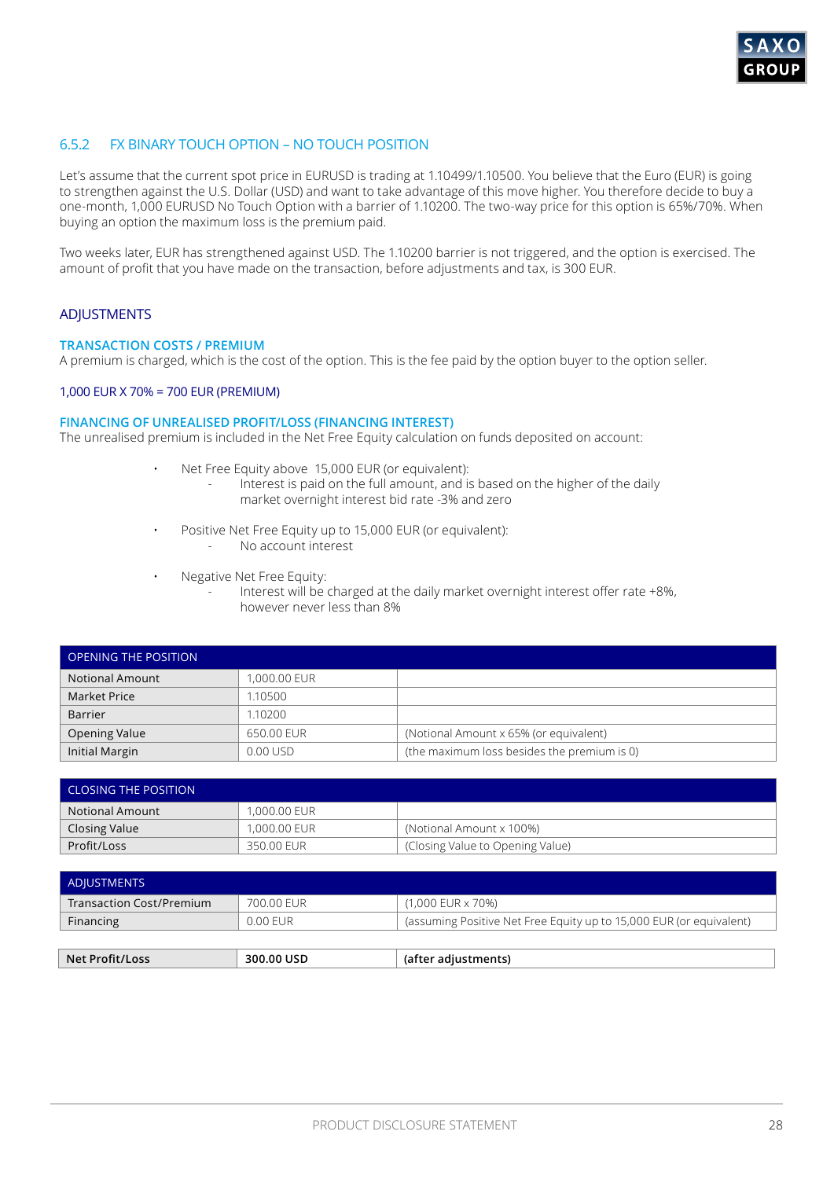### 6.5.2 FX BINARY TOUCH OPTION – NO TOUCH POSITION

Let's assume that the current spot price in EURUSD is trading at 1.10499/1.10500. You believe that the Euro (EUR) is going to strengthen against the U.S. Dollar (USD) and want to take advantage of this move higher. You therefore decide to buy a one-month, 1,000 EURUSD No Touch Option with a barrier of 1.10200. The two-way price for this option is 65%/70%. When buying an option the maximum loss is the premium paid.

Two weeks later, EUR has strengthened against USD. The 1.10200 barrier is not triggered, and the option is exercised. The amount of profit that you have made on the transaction, before adjustments and tax, is 300 EUR.

#### ADJUSTMENTS

**TRANSACTION COSTS / PREMIUM**

A premium is charged, which is the cost of the option. This is the fee paid by the option buyer to the option seller.

1,000 EUR X 70% = 700 EUR (PREMIUM)

**FINANCING OF UNREALISED PROFIT/LOSS (FINANCING INTEREST)**

The unrealised premium is included in the Net Free Equity calculation on funds deposited on account:

- Net Free Equity above 15,000 EUR (or equivalent):
  - Interest is paid on the full amount, and is based on the higher of the daily market overnight interest bid rate -3% and zero
- Positive Net Free Equity up to 15,000 EUR (or equivalent):
  - No account interest
- Negative Net Free Equity:
  - Interest will be charged at the daily market overnight interest offer rate +8%, however never less than 8%

| OPENING THE POSITION | | |
|---|---|---|
| Notional Amount | 1,000.00 EUR | |
| Market Price | 1.10500 | |
| Barrier | 1.10200 | |
| Opening Value | 650.00 EUR | (Notional Amount x 65% (or equivalent) |
| Initial Margin | 0.00 USD | (the maximum loss besides the premium is 0) |

| CLOSING THE POSITION | | |
|---|---|---|
| Notional Amount | 1,000.00 EUR | |
| Closing Value | 1,000.00 EUR | (Notional Amount x 100%) |
| Profit/Loss | 350.00 EUR | (Closing Value to Opening Value) |

| ADJUSTMENTS | | |
|---|---|---|
| Transaction Cost/Premium | 700.00 EUR | (1,000 EUR x 70%) |
| Financing | 0.00 EUR | (assuming Positive Net Free Equity up to 15,000 EUR (or equivalent) |

| **Net Profit/Loss** | **300.00 USD** | **(after adjustments)** |
|---|---|---|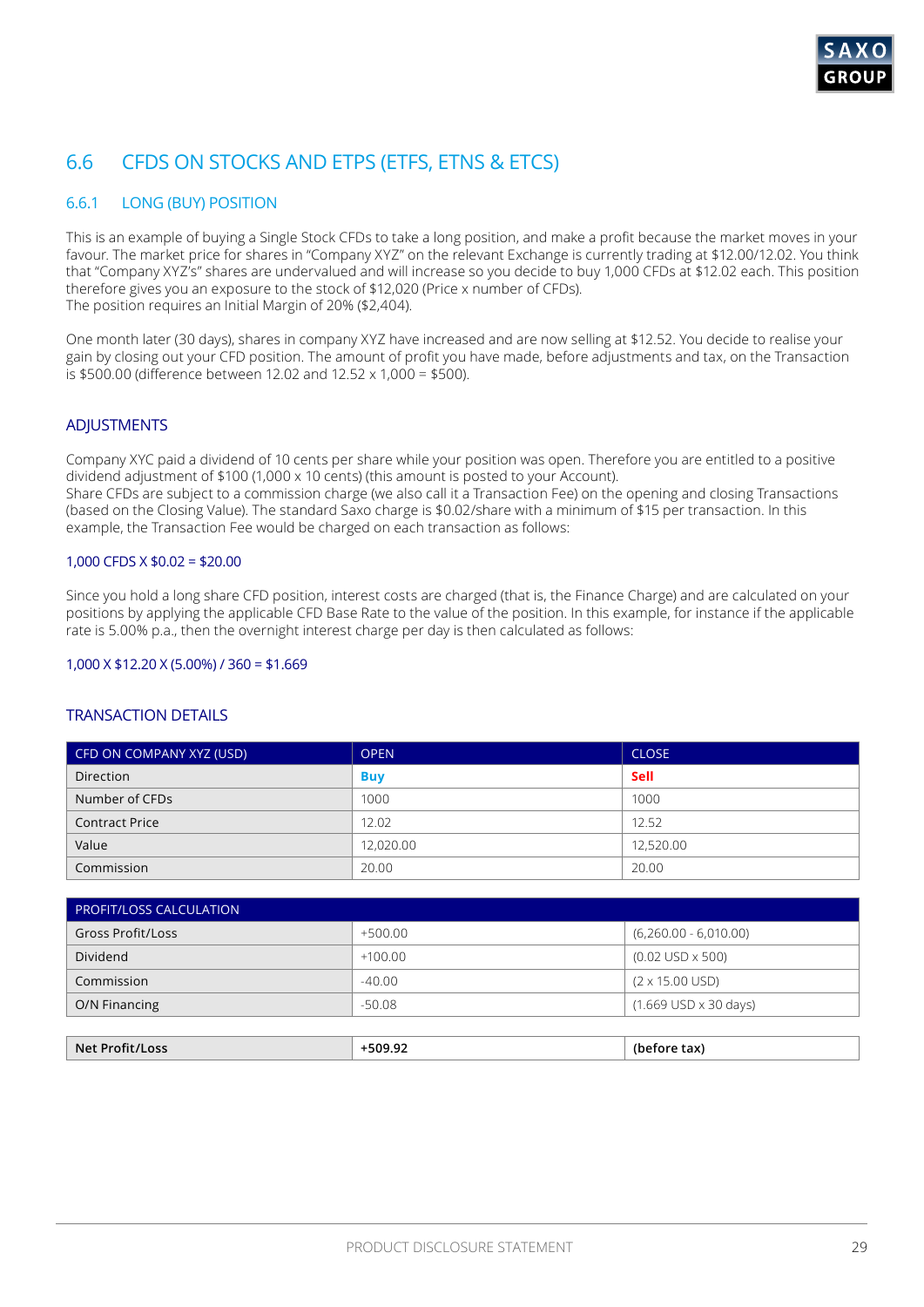## 6.6 CFDS ON STOCKS AND ETPS (ETFS, ETNS & ETCS)

### 6.6.1 LONG (BUY) POSITION

This is an example of buying a Single Stock CFDs to take a long position, and make a profit because the market moves in your favour. The market price for shares in "Company XYZ" on the relevant Exchange is currently trading at $12.00/12.02. You think that "Company XYZ's" shares are undervalued and will increase so you decide to buy 1,000 CFDs at $12.02 each. This position therefore gives you an exposure to the stock of $12,020 (Price x number of CFDs).
The position requires an Initial Margin of 20% ($2,404).

One month later (30 days), shares in company XYZ have increased and are now selling at $12.52. You decide to realise your gain by closing out your CFD position. The amount of profit you have made, before adjustments and tax, on the Transaction is $500.00 (difference between 12.02 and 12.52 x 1,000 = $500).

### ADJUSTMENTS

Company XYC paid a dividend of 10 cents per share while your position was open. Therefore you are entitled to a positive dividend adjustment of $100 (1,000 x 10 cents) (this amount is posted to your Account).
Share CFDs are subject to a commission charge (we also call it a Transaction Fee) on the opening and closing Transactions (based on the Closing Value). The standard Saxo charge is $0.02/share with a minimum of $15 per transaction. In this example, the Transaction Fee would be charged on each transaction as follows:

1,000 CFDS X $0.02 = $20.00

Since you hold a long share CFD position, interest costs are charged (that is, the Finance Charge) and are calculated on your positions by applying the applicable CFD Base Rate to the value of the position. In this example, for instance if the applicable rate is 5.00% p.a., then the overnight interest charge per day is then calculated as follows:

1,000 X $12.20 X (5.00%) / 360 = $1.669

### TRANSACTION DETAILS

| CFD ON COMPANY XYZ (USD) | OPEN | CLOSE |
|---|---|---|
| Direction | **Buy** | **Sell** |
| Number of CFDs | 1000 | 1000 |
| Contract Price | 12.02 | 12.52 |
| Value | 12,020.00 | 12,520.00 |
| Commission | 20.00 | 20.00 |

| PROFIT/LOSS CALCULATION | | |
|---|---|---|
| Gross Profit/Loss | +500.00 | (6,260.00 - 6,010.00) |
| Dividend | +100.00 | (0.02 USD x 500) |
| Commission | -40.00 | (2 x 15.00 USD) |
| O/N Financing | -50.08 | (1.669 USD x 30 days) |
| **Net Profit/Loss** | **+509.92** | **(before tax)** |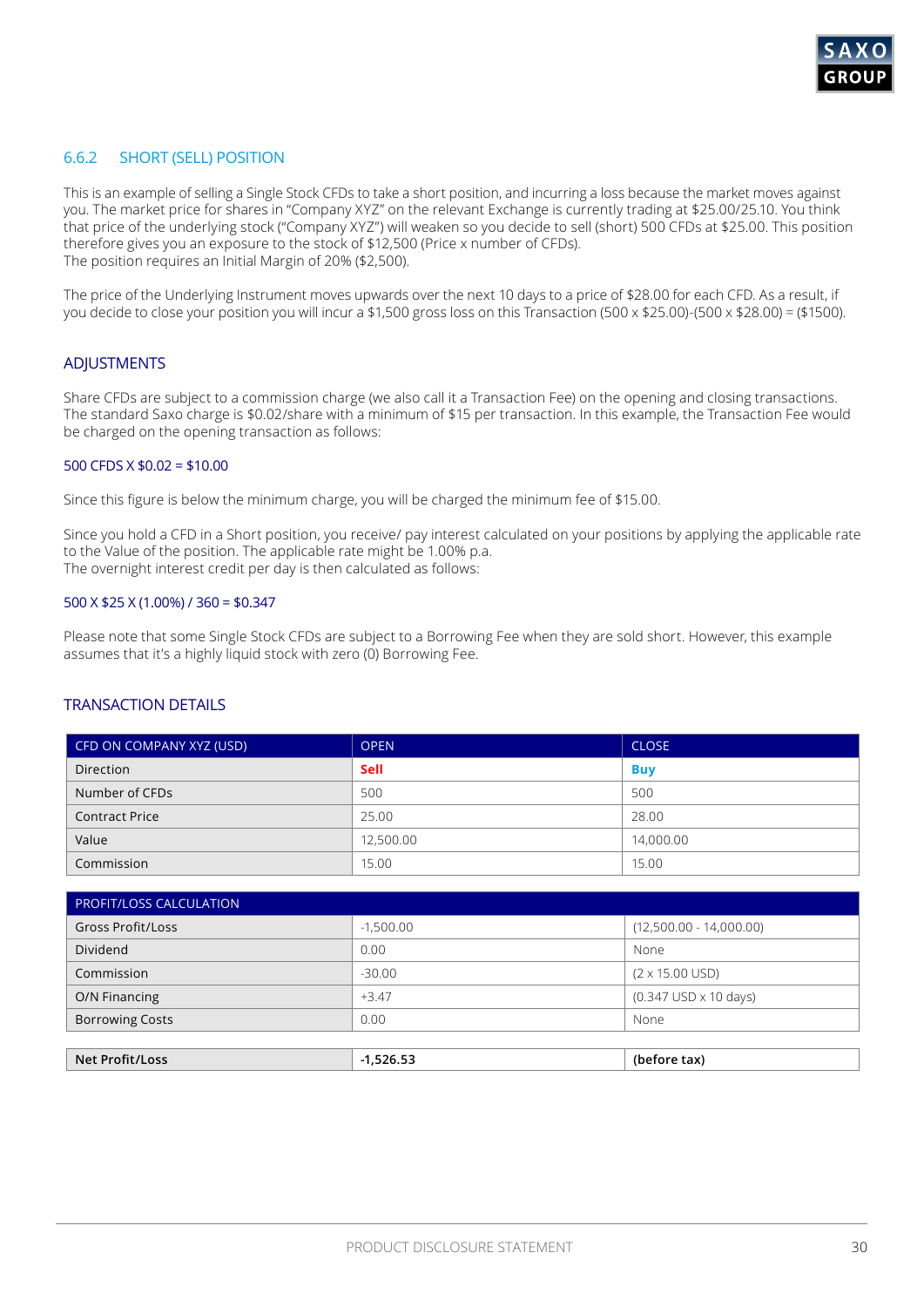### 6.6.2 SHORT (SELL) POSITION

This is an example of selling a Single Stock CFDs to take a short position, and incurring a loss because the market moves against you. The market price for shares in "Company XYZ" on the relevant Exchange is currently trading at $25.00/25.10. You think that price of the underlying stock ("Company XYZ") will weaken so you decide to sell (short) 500 CFDs at $25.00. This position therefore gives you an exposure to the stock of $12,500 (Price x number of CFDs).
The position requires an Initial Margin of 20% ($2,500).

The price of the Underlying Instrument moves upwards over the next 10 days to a price of $28.00 for each CFD. As a result, if you decide to close your position you will incur a $1,500 gross loss on this Transaction (500 x $25.00)-(500 x $28.00) = ($1500).

### ADJUSTMENTS

Share CFDs are subject to a commission charge (we also call it a Transaction Fee) on the opening and closing transactions. The standard Saxo charge is $0.02/share with a minimum of $15 per transaction. In this example, the Transaction Fee would be charged on the opening transaction as follows:

500 CFDS X $0.02 = $10.00

Since this figure is below the minimum charge, you will be charged the minimum fee of $15.00.

Since you hold a CFD in a Short position, you receive/ pay interest calculated on your positions by applying the applicable rate to the Value of the position. The applicable rate might be 1.00% p.a.
The overnight interest credit per day is then calculated as follows:

500 X $25 X (1.00%) / 360 = $0.347

Please note that some Single Stock CFDs are subject to a Borrowing Fee when they are sold short. However, this example assumes that it's a highly liquid stock with zero (0) Borrowing Fee.

### TRANSACTION DETAILS

| CFD ON COMPANY XYZ (USD) | OPEN | CLOSE |
|---|---|---|
| Direction | **Sell** | **Buy** |
| Number of CFDs | 500 | 500 |
| Contract Price | 25.00 | 28.00 |
| Value | 12,500.00 | 14,000.00 |
| Commission | 15.00 | 15.00 |

| PROFIT/LOSS CALCULATION | | |
|---|---|---|
| Gross Profit/Loss | -1,500.00 | (12,500.00 - 14,000.00) |
| Dividend | 0.00 | None |
| Commission | -30.00 | (2 x 15.00 USD) |
| O/N Financing | +3.47 | (0.347 USD x 10 days) |
| Borrowing Costs | 0.00 | None |
| **Net Profit/Loss** | **-1,526.53** | **(before tax)** |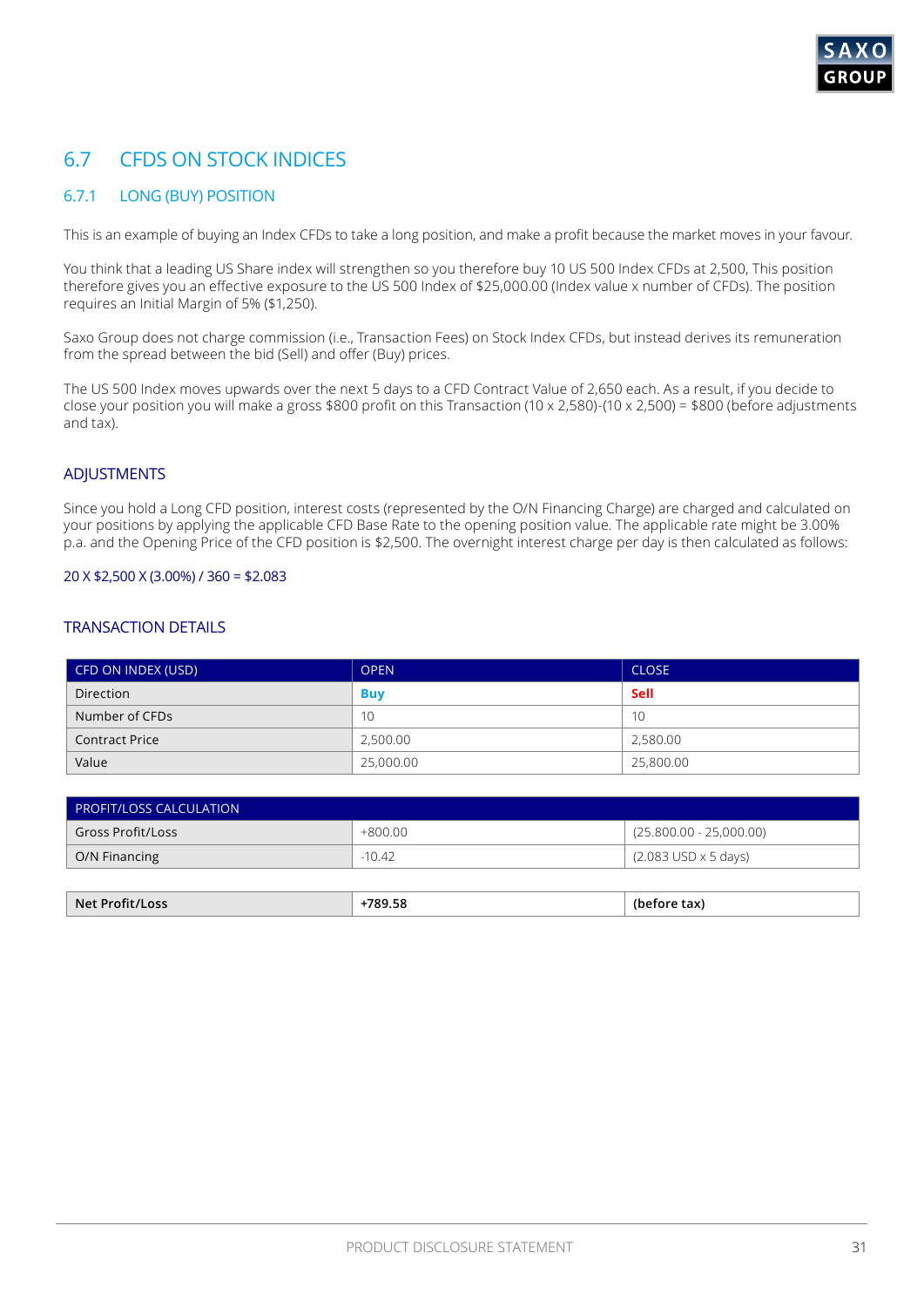## 6.7 CFDS ON STOCK INDICES

### 6.7.1 LONG (BUY) POSITION

This is an example of buying an Index CFDs to take a long position, and make a profit because the market moves in your favour.

You think that a leading US Share index will strengthen so you therefore buy 10 US 500 Index CFDs at 2,500, This position therefore gives you an effective exposure to the US 500 Index of $25,000.00 (Index value x number of CFDs). The position requires an Initial Margin of 5% ($1,250).

Saxo Group does not charge commission (i.e., Transaction Fees) on Stock Index CFDs, but instead derives its remuneration from the spread between the bid (Sell) and offer (Buy) prices.

The US 500 Index moves upwards over the next 5 days to a CFD Contract Value of 2,650 each. As a result, if you decide to close your position you will make a gross $800 profit on this Transaction (10 x 2,580)-(10 x 2,500) = $800 (before adjustments and tax).

#### ADJUSTMENTS

Since you hold a Long CFD position, interest costs (represented by the O/N Financing Charge) are charged and calculated on your positions by applying the applicable CFD Base Rate to the opening position value. The applicable rate might be 3.00% p.a. and the Opening Price of the CFD position is $2,500. The overnight interest charge per day is then calculated as follows:

20 X $2,500 X (3.00%) / 360 = $2.083

#### TRANSACTION DETAILS

| CFD ON INDEX (USD) | OPEN | CLOSE |
|---|---|---|
| Direction | **Buy** | **Sell** |
| Number of CFDs | 10 | 10 |
| Contract Price | 2,500.00 | 2,580.00 |
| Value | 25,000.00 | 25,800.00 |

| PROFIT/LOSS CALCULATION | | |
|---|---|---|
| Gross Profit/Loss | +800.00 | (25.800.00 - 25,000.00) |
| O/N Financing | -10.42 | (2.083 USD x 5 days) |

| **Net Profit/Loss** | **+789.58** | **(before tax)** |
|---|---|---|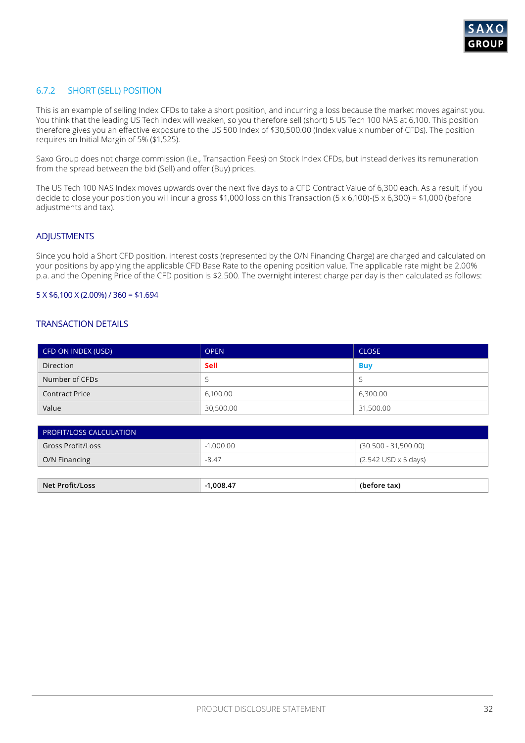### 6.7.2 SHORT (SELL) POSITION

This is an example of selling Index CFDs to take a short position, and incurring a loss because the market moves against you. You think that the leading US Tech index will weaken, so you therefore sell (short) 5 US Tech 100 NAS at 6,100. This position therefore gives you an effective exposure to the US 500 Index of $30,500.00 (Index value x number of CFDs). The position requires an Initial Margin of 5% ($1,525).

Saxo Group does not charge commission (i.e., Transaction Fees) on Stock Index CFDs, but instead derives its remuneration from the spread between the bid (Sell) and offer (Buy) prices.

The US Tech 100 NAS Index moves upwards over the next five days to a CFD Contract Value of 6,300 each. As a result, if you decide to close your position you will incur a gross $1,000 loss on this Transaction (5 x 6,100)-(5 x 6,300) = $1,000 (before adjustments and tax).

#### ADJUSTMENTS

Since you hold a Short CFD position, interest costs (represented by the O/N Financing Charge) are charged and calculated on your positions by applying the applicable CFD Base Rate to the opening position value. The applicable rate might be 2.00% p.a. and the Opening Price of the CFD position is $2.500. The overnight interest charge per day is then calculated as follows:

5 X $6,100 X (2.00%) / 360 = $1.694

#### TRANSACTION DETAILS

| CFD ON INDEX (USD) | OPEN | CLOSE |
|---|---|---|
| Direction | **Sell** | **Buy** |
| Number of CFDs | 5 | 5 |
| Contract Price | 6,100.00 | 6,300.00 |
| Value | 30,500.00 | 31,500.00 |

| PROFIT/LOSS CALCULATION | | |
|---|---|---|
| Gross Profit/Loss | -1,000.00 | (30.500 - 31,500.00) |
| O/N Financing | -8.47 | (2.542 USD x 5 days) |
| **Net Profit/Loss** | **-1,008.47** | **(before tax)** |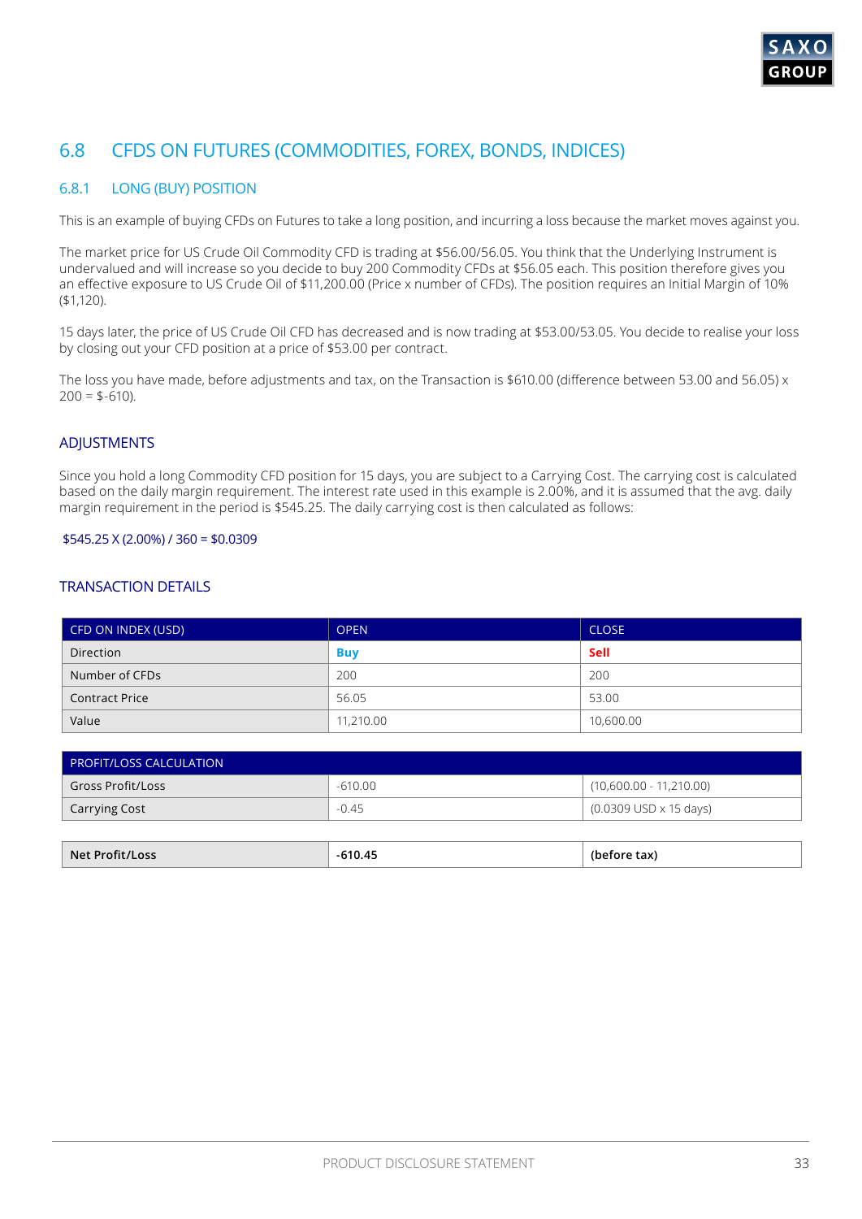## 6.8 CFDS ON FUTURES (COMMODITIES, FOREX, BONDS, INDICES)

### 6.8.1 LONG (BUY) POSITION

This is an example of buying CFDs on Futures to take a long position, and incurring a loss because the market moves against you.

The market price for US Crude Oil Commodity CFD is trading at $56.00/56.05. You think that the Underlying Instrument is undervalued and will increase so you decide to buy 200 Commodity CFDs at $56.05 each. This position therefore gives you an effective exposure to US Crude Oil of $11,200.00 (Price x number of CFDs). The position requires an Initial Margin of 10% ($1,120).

15 days later, the price of US Crude Oil CFD has decreased and is now trading at $53.00/53.05. You decide to realise your loss by closing out your CFD position at a price of $53.00 per contract.

The loss you have made, before adjustments and tax, on the Transaction is $610.00 (difference between 53.00 and 56.05) x 200 = $-610).

#### ADJUSTMENTS

Since you hold a long Commodity CFD position for 15 days, you are subject to a Carrying Cost. The carrying cost is calculated based on the daily margin requirement. The interest rate used in this example is 2.00%, and it is assumed that the avg. daily margin requirement in the period is $545.25. The daily carrying cost is then calculated as follows:

$545.25 X (2.00%) / 360 = $0.0309

#### TRANSACTION DETAILS

| CFD ON INDEX (USD) | OPEN | CLOSE |
|---|---|---|
| Direction | **Buy** | **Sell** |
| Number of CFDs | 200 | 200 |
| Contract Price | 56.05 | 53.00 |
| Value | 11,210.00 | 10,600.00 |

| PROFIT/LOSS CALCULATION | | |
|---|---|---|
| Gross Profit/Loss | -610.00 | (10,600.00 - 11,210.00) |
| Carrying Cost | -0.45 | (0.0309 USD x 15 days) |

| **Net Profit/Loss** | **-610.45** | **(before tax)** |
|---|---|---|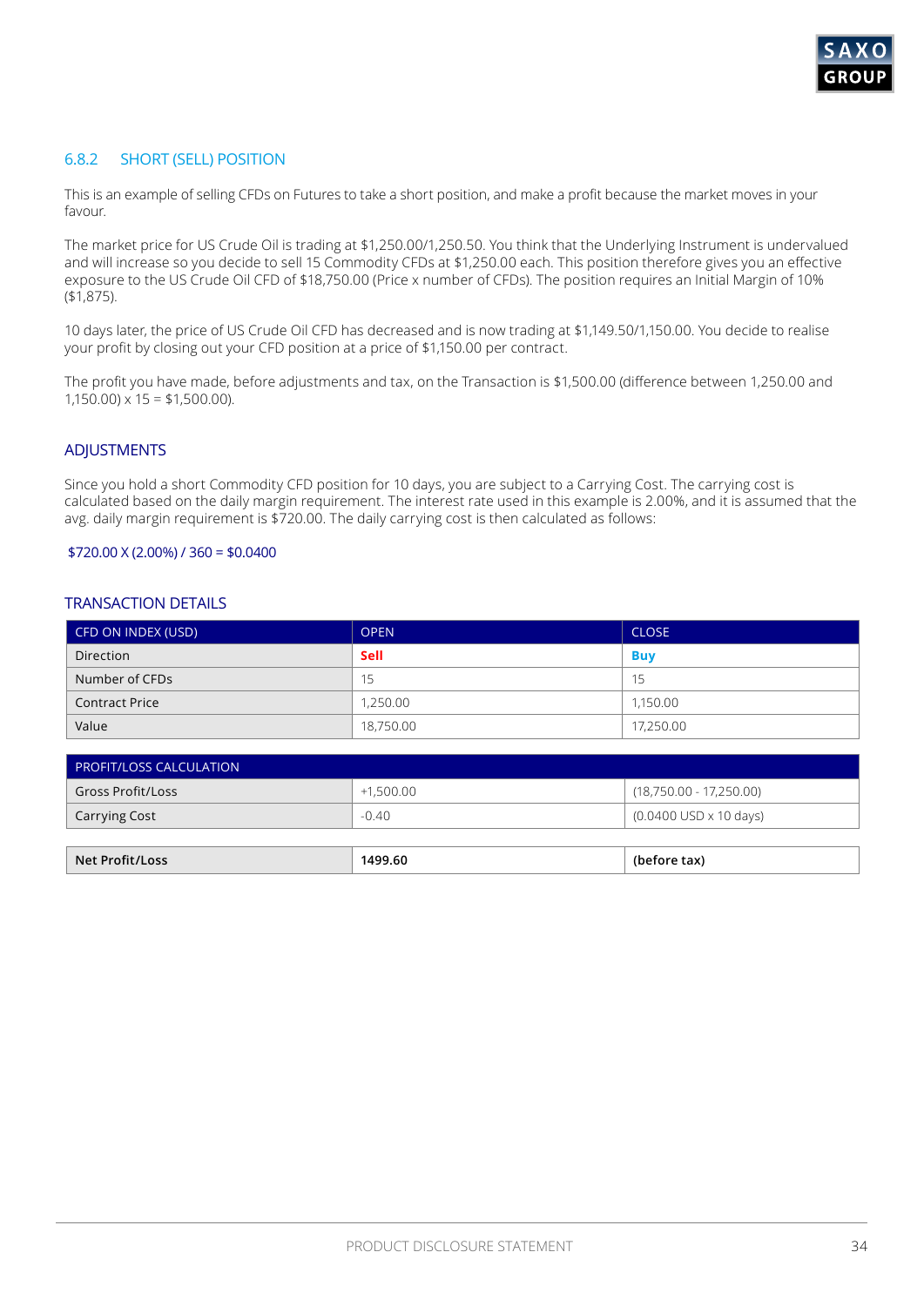### 6.8.2 SHORT (SELL) POSITION

This is an example of selling CFDs on Futures to take a short position, and make a profit because the market moves in your favour.

The market price for US Crude Oil is trading at $1,250.00/1,250.50. You think that the Underlying Instrument is undervalued and will increase so you decide to sell 15 Commodity CFDs at $1,250.00 each. This position therefore gives you an effective exposure to the US Crude Oil CFD of $18,750.00 (Price x number of CFDs). The position requires an Initial Margin of 10% ($1,875).

10 days later, the price of US Crude Oil CFD has decreased and is now trading at $1,149.50/1,150.00. You decide to realise your profit by closing out your CFD position at a price of $1,150.00 per contract.

The profit you have made, before adjustments and tax, on the Transaction is $1,500.00 (difference between 1,250.00 and 1,150.00) x 15 = $1,500.00).

#### ADJUSTMENTS

Since you hold a short Commodity CFD position for 10 days, you are subject to a Carrying Cost. The carrying cost is calculated based on the daily margin requirement. The interest rate used in this example is 2.00%, and it is assumed that the avg. daily margin requirement is $720.00. The daily carrying cost is then calculated as follows:

$720.00 X (2.00%) / 360 = $0.0400

#### TRANSACTION DETAILS

| CFD ON INDEX (USD) | OPEN | CLOSE |
|---|---|---|
| Direction | **Sell** | **Buy** |
| Number of CFDs | 15 | 15 |
| Contract Price | 1,250.00 | 1,150.00 |
| Value | 18,750.00 | 17,250.00 |

| PROFIT/LOSS CALCULATION | | |
|---|---|---|
| Gross Profit/Loss | +1,500.00 | (18,750.00 - 17,250.00) |
| Carrying Cost | -0.40 | (0.0400 USD x 10 days) |

| **Net Profit/Loss** | **1499.60** | **(before tax)** |
|---|---|---|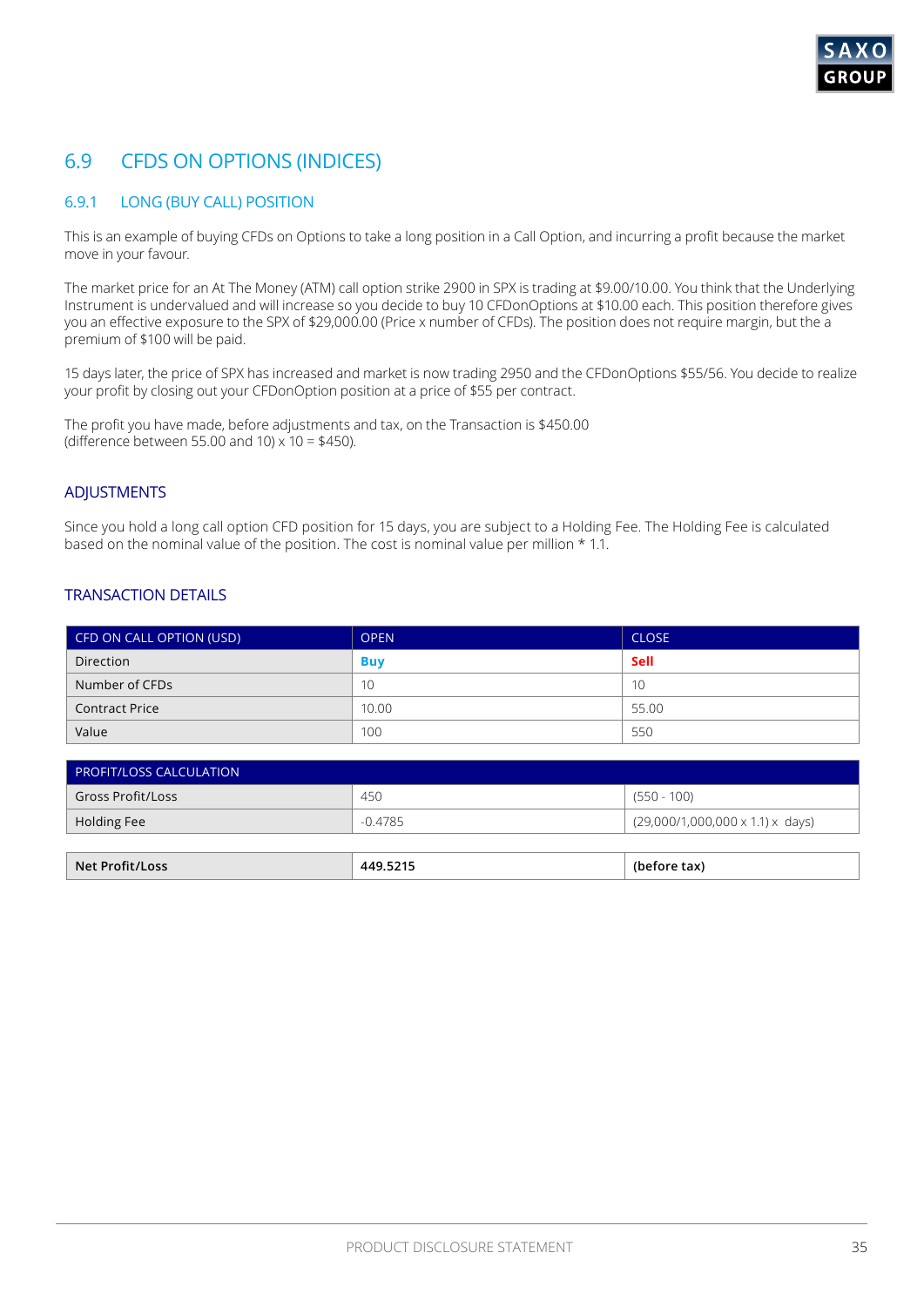## 6.9 CFDS ON OPTIONS (INDICES)

### 6.9.1 LONG (BUY CALL) POSITION

This is an example of buying CFDs on Options to take a long position in a Call Option, and incurring a profit because the market move in your favour.

The market price for an At The Money (ATM) call option strike 2900 in SPX is trading at $9.00/10.00. You think that the Underlying Instrument is undervalued and will increase so you decide to buy 10 CFDonOptions at $10.00 each. This position therefore gives you an effective exposure to the SPX of $29,000.00 (Price x number of CFDs). The position does not require margin, but the a premium of $100 will be paid.

15 days later, the price of SPX has increased and market is now trading 2950 and the CFDonOptions $55/56. You decide to realize your profit by closing out your CFDonOption position at a price of $55 per contract.

The profit you have made, before adjustments and tax, on the Transaction is $450.00
(difference between 55.00 and 10) x 10 = $450).

#### ADJUSTMENTS

Since you hold a long call option CFD position for 15 days, you are subject to a Holding Fee. The Holding Fee is calculated based on the nominal value of the position. The cost is nominal value per million * 1.1.

#### TRANSACTION DETAILS

| CFD ON CALL OPTION (USD) | OPEN | CLOSE |
|---|---|---|
| Direction | **Buy** | **Sell** |
| Number of CFDs | 10 | 10 |
| Contract Price | 10.00 | 55.00 |
| Value | 100 | 550 |

| PROFIT/LOSS CALCULATION | | |
|---|---|---|
| Gross Profit/Loss | 450 | (550 - 100) |
| Holding Fee | -0.4785 | (29,000/1,000,000 x 1.1) x days) |

| **Net Profit/Loss** | **449.5215** | **(before tax)** |
|---|---|---|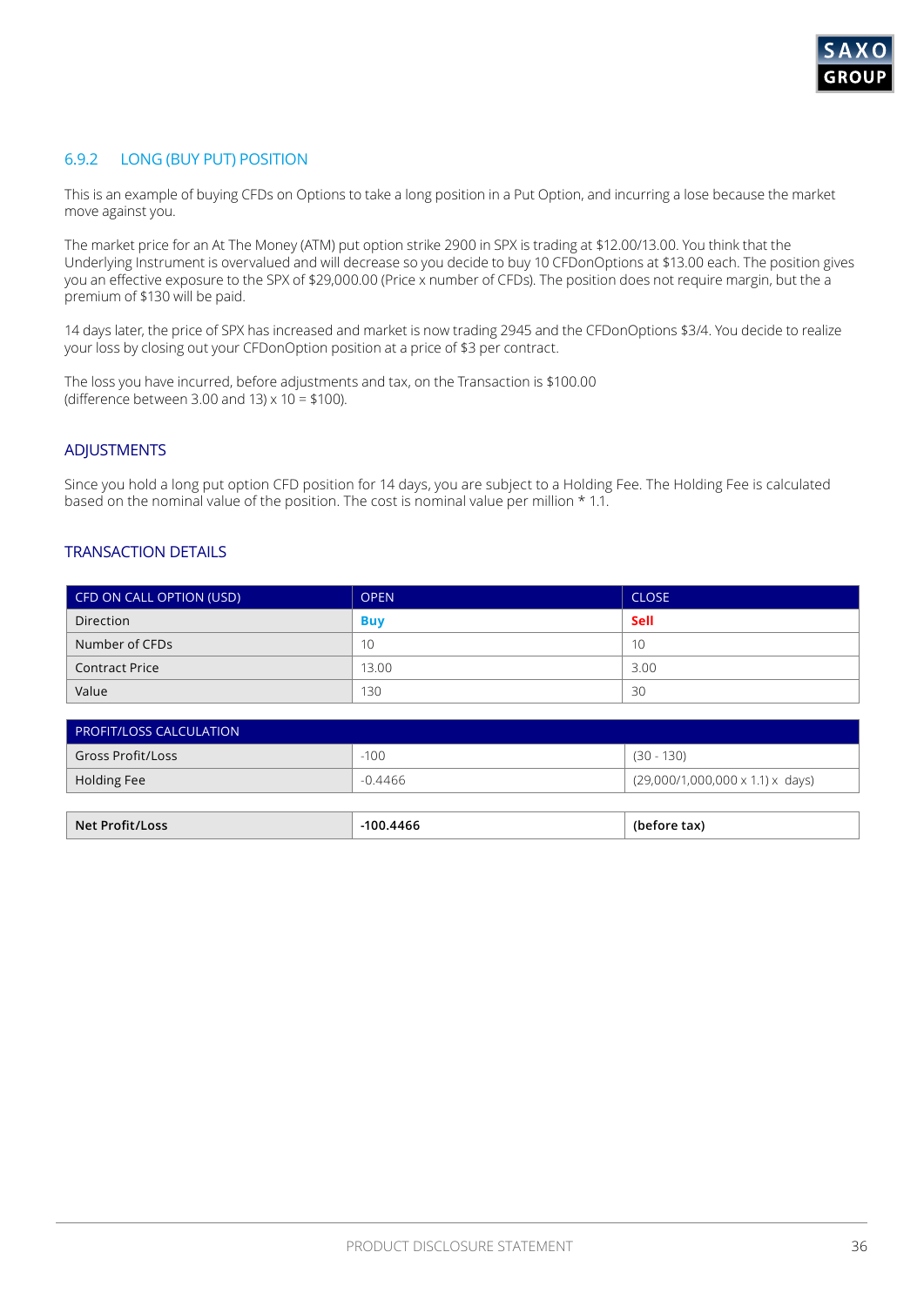### 6.9.2 LONG (BUY PUT) POSITION

This is an example of buying CFDs on Options to take a long position in a Put Option, and incurring a lose because the market move against you.

The market price for an At The Money (ATM) put option strike 2900 in SPX is trading at $12.00/13.00. You think that the Underlying Instrument is overvalued and will decrease so you decide to buy 10 CFDonOptions at $13.00 each. The position gives you an effective exposure to the SPX of $29,000.00 (Price x number of CFDs). The position does not require margin, but the a premium of $130 will be paid.

14 days later, the price of SPX has increased and market is now trading 2945 and the CFDonOptions $3/4. You decide to realize your loss by closing out your CFDonOption position at a price of $3 per contract.

The loss you have incurred, before adjustments and tax, on the Transaction is $100.00
(difference between 3.00 and 13) x 10 = $100).

### ADJUSTMENTS

Since you hold a long put option CFD position for 14 days, you are subject to a Holding Fee. The Holding Fee is calculated based on the nominal value of the position. The cost is nominal value per million * 1.1.

### TRANSACTION DETAILS

| CFD ON CALL OPTION (USD) | OPEN | CLOSE |
|---|---|---|
| Direction | **Buy** | **Sell** |
| Number of CFDs | 10 | 10 |
| Contract Price | 13.00 | 3.00 |
| Value | 130 | 30 |

| PROFIT/LOSS CALCULATION | | |
|---|---|---|
| Gross Profit/Loss | -100 | (30 - 130) |
| Holding Fee | -0.4466 | (29,000/1,000,000 x 1.1) x days) |
| **Net Profit/Loss** | **-100.4466** | **(before tax)** |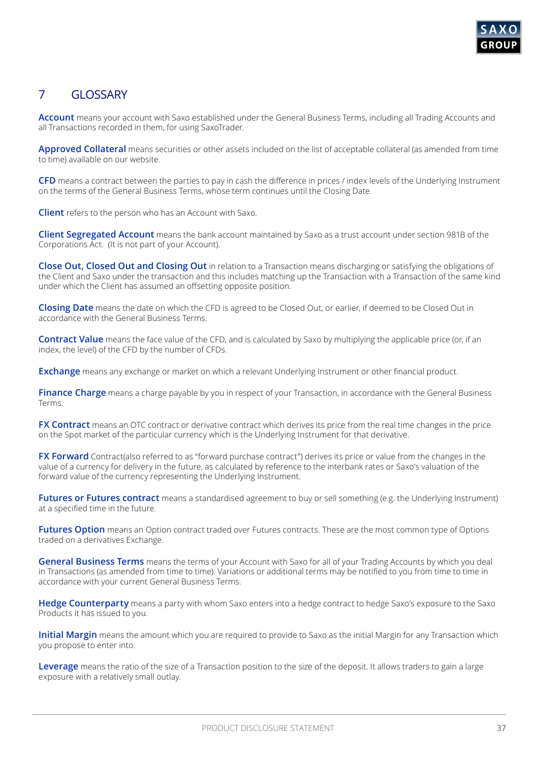# 7 GLOSSARY

**Account** means your account with Saxo established under the General Business Terms, including all Trading Accounts and all Transactions recorded in them, for using SaxoTrader.

**Approved Collateral** means securities or other assets included on the list of acceptable collateral (as amended from time to time) available on our website.

**CFD** means a contract between the parties to pay in cash the difference in prices / index levels of the Underlying Instrument on the terms of the General Business Terms, whose term continues until the Closing Date.

**Client** refers to the person who has an Account with Saxo.

**Client Segregated Account** means the bank account maintained by Saxo as a trust account under section 981B of the Corporations Act. (It is not part of your Account).

**Close Out, Closed Out and Closing Out** in relation to a Transaction means discharging or satisfying the obligations of the Client and Saxo under the transaction and this includes matching up the Transaction with a Transaction of the same kind under which the Client has assumed an offsetting opposite position.

**Closing Date** means the date on which the CFD is agreed to be Closed Out, or earlier, if deemed to be Closed Out in accordance with the General Business Terms.

**Contract Value** means the face value of the CFD, and is calculated by Saxo by multiplying the applicable price (or, if an index, the level) of the CFD by the number of CFDs.

**Exchange** means any exchange or market on which a relevant Underlying Instrument or other financial product.

**Finance Charge** means a charge payable by you in respect of your Transaction, in accordance with the General Business Terms.

**FX Contract** means an OTC contract or derivative contract which derives its price from the real time changes in the price on the Spot market of the particular currency which is the Underlying Instrument for that derivative.

**FX Forward** Contract(also referred to as "forward purchase contract") derives its price or value from the changes in the value of a currency for delivery in the future, as calculated by reference to the interbank rates or Saxo's valuation of the forward value of the currency representing the Underlying Instrument.

**Futures or Futures contract** means a standardised agreement to buy or sell something (e.g. the Underlying Instrument) at a specified time in the future.

**Futures Option** means an Option contract traded over Futures contracts. These are the most common type of Options traded on a derivatives Exchange.

**General Business Terms** means the terms of your Account with Saxo for all of your Trading Accounts by which you deal in Transactions (as amended from time to time). Variations or additional terms may be notified to you from time to time in accordance with your current General Business Terms.

**Hedge Counterparty** means a party with whom Saxo enters into a hedge contract to hedge Saxo's exposure to the Saxo Products it has issued to you.

**Initial Margin** means the amount which you are required to provide to Saxo as the initial Margin for any Transaction which you propose to enter into.

**Leverage** means the ratio of the size of a Transaction position to the size of the deposit. It allows traders to gain a large exposure with a relatively small outlay.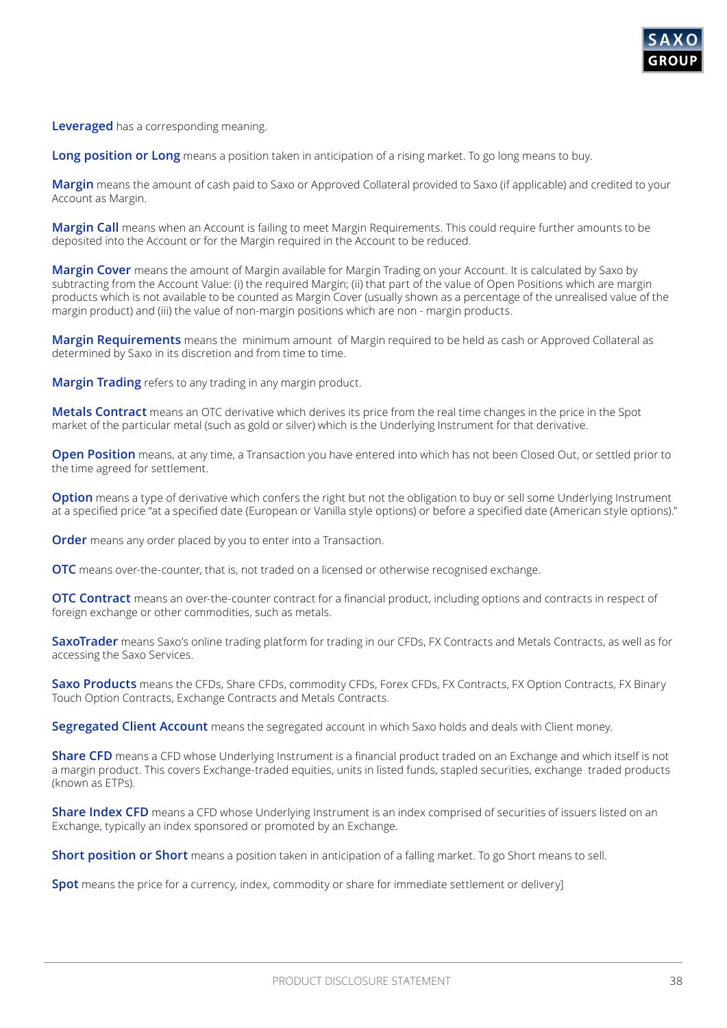**Leveraged** has a corresponding meaning.

**Long position or Long** means a position taken in anticipation of a rising market. To go long means to buy.

**Margin** means the amount of cash paid to Saxo or Approved Collateral provided to Saxo (if applicable) and credited to your Account as Margin.

**Margin Call** means when an Account is failing to meet Margin Requirements. This could require further amounts to be deposited into the Account or for the Margin required in the Account to be reduced.

**Margin Cover** means the amount of Margin available for Margin Trading on your Account. It is calculated by Saxo by subtracting from the Account Value: (i) the required Margin; (ii) that part of the value of Open Positions which are margin products which is not available to be counted as Margin Cover (usually shown as a percentage of the unrealised value of the margin product) and (iii) the value of non-margin positions which are non - margin products.

**Margin Requirements** means the minimum amount of Margin required to be held as cash or Approved Collateral as determined by Saxo in its discretion and from time to time.

**Margin Trading** refers to any trading in any margin product.

**Metals Contract** means an OTC derivative which derives its price from the real time changes in the price in the Spot market of the particular metal (such as gold or silver) which is the Underlying Instrument for that derivative.

**Open Position** means, at any time, a Transaction you have entered into which has not been Closed Out, or settled prior to the time agreed for settlement.

**Option** means a type of derivative which confers the right but not the obligation to buy or sell some Underlying Instrument at a specified price "at a specified date (European or Vanilla style options) or before a specified date (American style options)."

**Order** means any order placed by you to enter into a Transaction.

**OTC** means over-the-counter, that is, not traded on a licensed or otherwise recognised exchange.

**OTC Contract** means an over-the-counter contract for a financial product, including options and contracts in respect of foreign exchange or other commodities, such as metals.

**SaxoTrader** means Saxo's online trading platform for trading in our CFDs, FX Contracts and Metals Contracts, as well as for accessing the Saxo Services.

**Saxo Products** means the CFDs, Share CFDs, commodity CFDs, Forex CFDs, FX Contracts, FX Option Contracts, FX Binary Touch Option Contracts, Exchange Contracts and Metals Contracts.

**Segregated Client Account** means the segregated account in which Saxo holds and deals with Client money.

**Share CFD** means a CFD whose Underlying Instrument is a financial product traded on an Exchange and which itself is not a margin product. This covers Exchange-traded equities, units in listed funds, stapled securities, exchange traded products (known as ETPs).

**Share Index CFD** means a CFD whose Underlying Instrument is an index comprised of securities of issuers listed on an Exchange, typically an index sponsored or promoted by an Exchange.

**Short position or Short** means a position taken in anticipation of a falling market. To go Short means to sell.

**Spot** means the price for a currency, index, commodity or share for immediate settlement or delivery]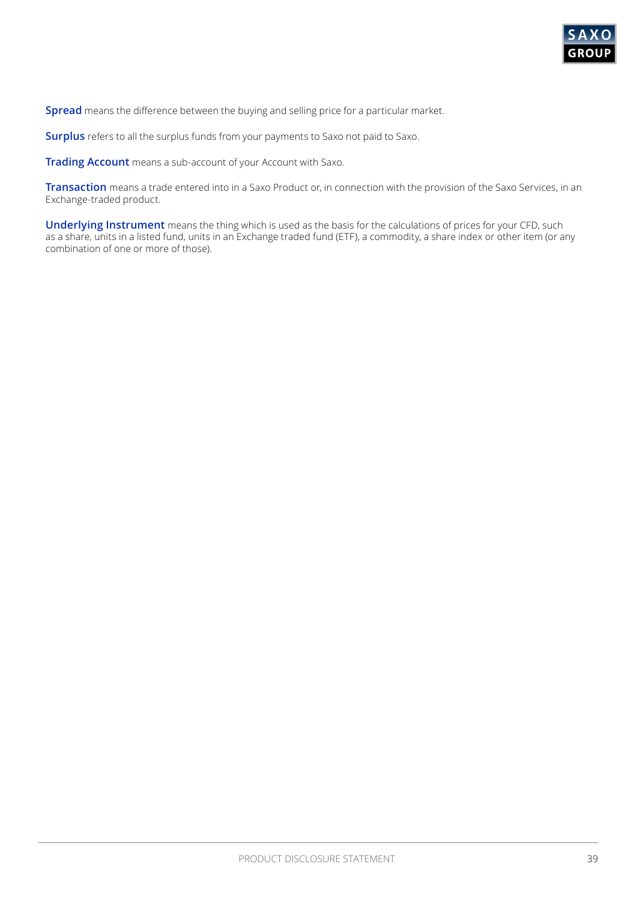**Spread** means the difference between the buying and selling price for a particular market.

**Surplus** refers to all the surplus funds from your payments to Saxo not paid to Saxo.

**Trading Account** means a sub-account of your Account with Saxo.

**Transaction** means a trade entered into in a Saxo Product or, in connection with the provision of the Saxo Services, in an Exchange-traded product.

**Underlying Instrument** means the thing which is used as the basis for the calculations of prices for your CFD, such as a share, units in a listed fund, units in an Exchange traded fund (ETF), a commodity, a share index or other item (or any combination of one or more of those).